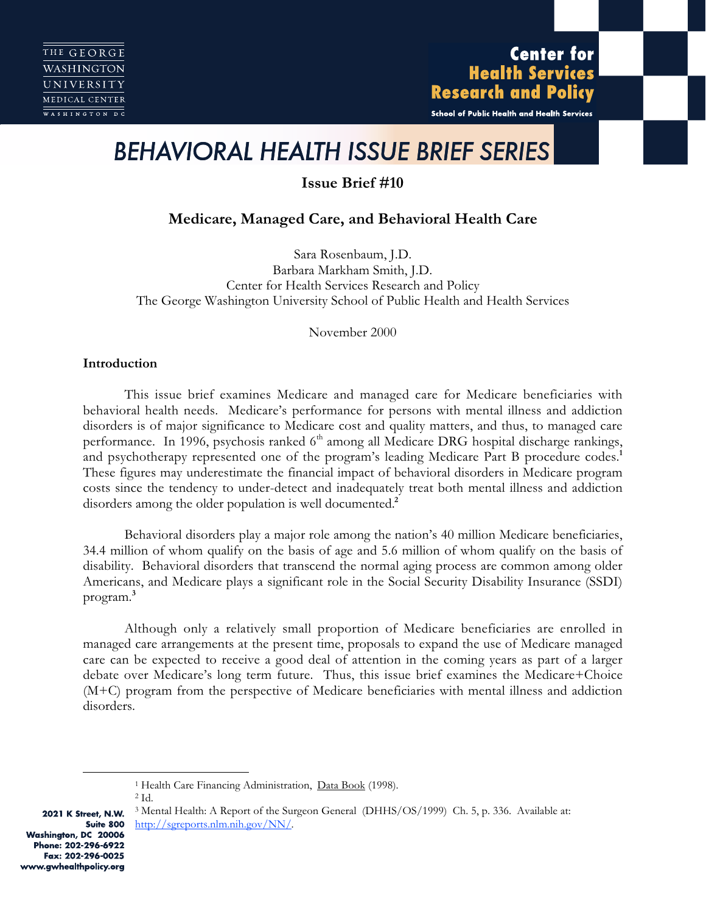THE GEORGE WASHINGTON UNIVERSITY MEDICAL CENTER WASHINGTON DC

**Center for Health Services Research and Policy**
School of Public Health and Health Services

# BEHAVIORAL HEALTH ISSUE BRIEF SERIES

**Issue Brief #10**

## Medicare, Managed Care, and Behavioral Health Care

Sara Rosenbaum, J.D.
Barbara Markham Smith, J.D.
Center for Health Services Research and Policy
The George Washington University School of Public Health and Health Services

November 2000

### Introduction

This issue brief examines Medicare and managed care for Medicare beneficiaries with behavioral health needs. Medicare's performance for persons with mental illness and addiction disorders is of major significance to Medicare cost and quality matters, and thus, to managed care performance. In 1996, psychosis ranked 6th among all Medicare DRG hospital discharge rankings, and psychotherapy represented one of the program's leading Medicare Part B procedure codes.[1] These figures may underestimate the financial impact of behavioral disorders in Medicare program costs since the tendency to under-detect and inadequately treat both mental illness and addiction disorders among the older population is well documented.[2]

Behavioral disorders play a major role among the nation's 40 million Medicare beneficiaries, 34.4 million of whom qualify on the basis of age and 5.6 million of whom qualify on the basis of disability. Behavioral disorders that transcend the normal aging process are common among older Americans, and Medicare plays a significant role in the Social Security Disability Insurance (SSDI) program.[3]

Although only a relatively small proportion of Medicare beneficiaries are enrolled in managed care arrangements at the present time, proposals to expand the use of Medicare managed care can be expected to receive a good deal of attention in the coming years as part of a larger debate over Medicare's long term future. Thus, this issue brief examines the Medicare+Choice (M+C) program from the perspective of Medicare beneficiaries with mental illness and addiction disorders.

---

[1] Health Care Financing Administration, Data Book (1998).
[2] Id.
[3] Mental Health: A Report of the Surgeon General (DHHS/OS/1999) Ch. 5, p. 336. Available at: http://sgreports.nlm.nih.gov/NN/.

2021 K Street, N.W.
Suite 800
Washington, DC 20006
Phone: 202-296-6922
Fax: 202-296-0025
www.gwhealthpolicy.org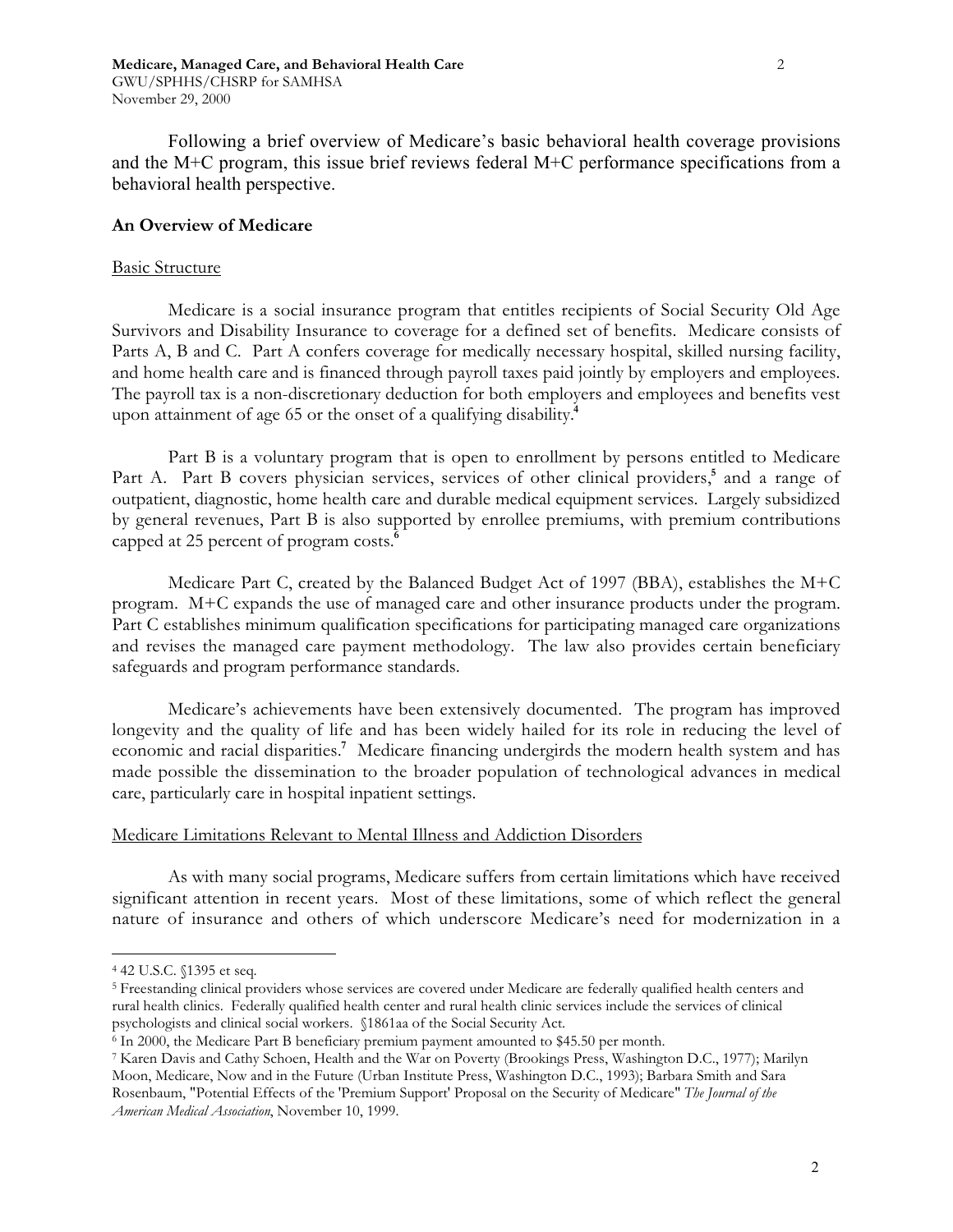Following a brief overview of Medicare's basic behavioral health coverage provisions and the M+C program, this issue brief reviews federal M+C performance specifications from a behavioral health perspective.

## An Overview of Medicare

### Basic Structure

Medicare is a social insurance program that entitles recipients of Social Security Old Age Survivors and Disability Insurance to coverage for a defined set of benefits. Medicare consists of Parts A, B and C. Part A confers coverage for medically necessary hospital, skilled nursing facility, and home health care and is financed through payroll taxes paid jointly by employers and employees. The payroll tax is a non-discretionary deduction for both employers and employees and benefits vest upon attainment of age 65 or the onset of a qualifying disability.[4]

Part B is a voluntary program that is open to enrollment by persons entitled to Medicare Part A. Part B covers physician services, services of other clinical providers,[5] and a range of outpatient, diagnostic, home health care and durable medical equipment services. Largely subsidized by general revenues, Part B is also supported by enrollee premiums, with premium contributions capped at 25 percent of program costs.[6]

Medicare Part C, created by the Balanced Budget Act of 1997 (BBA), establishes the M+C program. M+C expands the use of managed care and other insurance products under the program. Part C establishes minimum qualification specifications for participating managed care organizations and revises the managed care payment methodology. The law also provides certain beneficiary safeguards and program performance standards.

Medicare's achievements have been extensively documented. The program has improved longevity and the quality of life and has been widely hailed for its role in reducing the level of economic and racial disparities.[7] Medicare financing undergirds the modern health system and has made possible the dissemination to the broader population of technological advances in medical care, particularly care in hospital inpatient settings.

### Medicare Limitations Relevant to Mental Illness and Addiction Disorders

As with many social programs, Medicare suffers from certain limitations which have received significant attention in recent years. Most of these limitations, some of which reflect the general nature of insurance and others of which underscore Medicare's need for modernization in a

---

[4] 42 U.S.C. §1395 et seq.

[5] Freestanding clinical providers whose services are covered under Medicare are federally qualified health centers and rural health clinics. Federally qualified health center and rural health clinic services include the services of clinical psychologists and clinical social workers. §1861aa of the Social Security Act.

[6] In 2000, the Medicare Part B beneficiary premium payment amounted to $45.50 per month.

[7] Karen Davis and Cathy Schoen, Health and the War on Poverty (Brookings Press, Washington D.C., 1977); Marilyn Moon, Medicare, Now and in the Future (Urban Institute Press, Washington D.C., 1993); Barbara Smith and Sara Rosenbaum, "Potential Effects of the 'Premium Support' Proposal on the Security of Medicare" *The Journal of the American Medical Association*, November 10, 1999.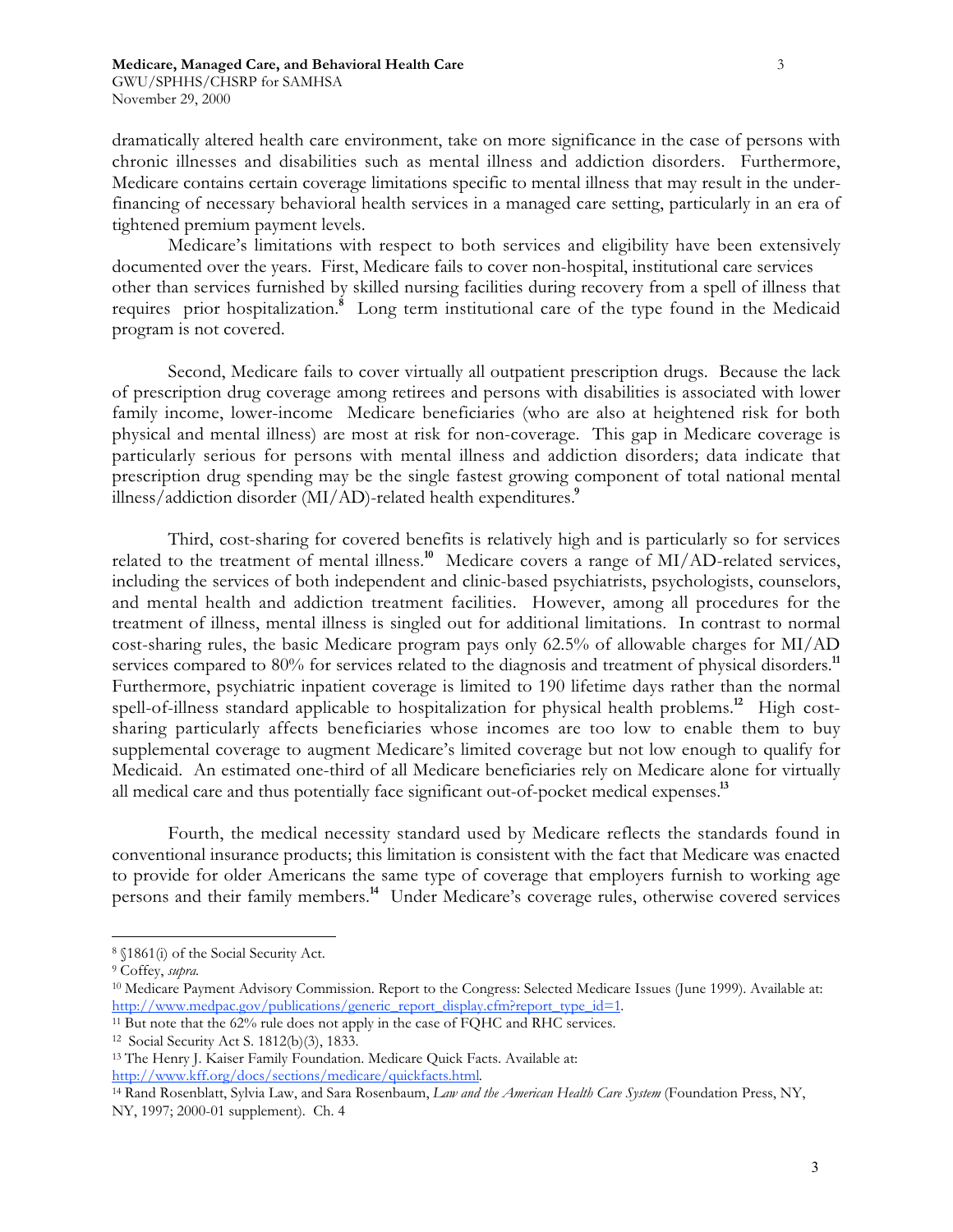dramatically altered health care environment, take on more significance in the case of persons with chronic illnesses and disabilities such as mental illness and addiction disorders. Furthermore, Medicare contains certain coverage limitations specific to mental illness that may result in the under-financing of necessary behavioral health services in a managed care setting, particularly in an era of tightened premium payment levels.

Medicare's limitations with respect to both services and eligibility have been extensively documented over the years. First, Medicare fails to cover non-hospital, institutional care services other than services furnished by skilled nursing facilities during recovery from a spell of illness that requires prior hospitalization.[8] Long term institutional care of the type found in the Medicaid program is not covered.

Second, Medicare fails to cover virtually all outpatient prescription drugs. Because the lack of prescription drug coverage among retirees and persons with disabilities is associated with lower family income, lower-income Medicare beneficiaries (who are also at heightened risk for both physical and mental illness) are most at risk for non-coverage. This gap in Medicare coverage is particularly serious for persons with mental illness and addiction disorders; data indicate that prescription drug spending may be the single fastest growing component of total national mental illness/addiction disorder (MI/AD)-related health expenditures.[9]

Third, cost-sharing for covered benefits is relatively high and is particularly so for services related to the treatment of mental illness.[10] Medicare covers a range of MI/AD-related services, including the services of both independent and clinic-based psychiatrists, psychologists, counselors, and mental health and addiction treatment facilities. However, among all procedures for the treatment of illness, mental illness is singled out for additional limitations. In contrast to normal cost-sharing rules, the basic Medicare program pays only 62.5% of allowable charges for MI/AD services compared to 80% for services related to the diagnosis and treatment of physical disorders.[11] Furthermore, psychiatric inpatient coverage is limited to 190 lifetime days rather than the normal spell-of-illness standard applicable to hospitalization for physical health problems.[12] High cost-sharing particularly affects beneficiaries whose incomes are too low to enable them to buy supplemental coverage to augment Medicare's limited coverage but not low enough to qualify for Medicaid. An estimated one-third of all Medicare beneficiaries rely on Medicare alone for virtually all medical care and thus potentially face significant out-of-pocket medical expenses.[13]

Fourth, the medical necessity standard used by Medicare reflects the standards found in conventional insurance products; this limitation is consistent with the fact that Medicare was enacted to provide for older Americans the same type of coverage that employers furnish to working age persons and their family members.[14] Under Medicare's coverage rules, otherwise covered services

---

[8] §1861(i) of the Social Security Act.

[9] Coffey, *supra.*

[10] Medicare Payment Advisory Commission. Report to the Congress: Selected Medicare Issues (June 1999). Available at: http://www.medpac.gov/publications/generic_report_display.cfm?report_type_id=1.

[11] But note that the 62% rule does not apply in the case of FQHC and RHC services.

[12] Social Security Act S. 1812(b)(3), 1833.

[13] The Henry J. Kaiser Family Foundation. Medicare Quick Facts. Available at: http://www.kff.org/docs/sections/medicare/quickfacts.html.

[14] Rand Rosenblatt, Sylvia Law, and Sara Rosenbaum, *Law and the American Health Care System* (Foundation Press, NY, NY, 1997; 2000-01 supplement). Ch. 4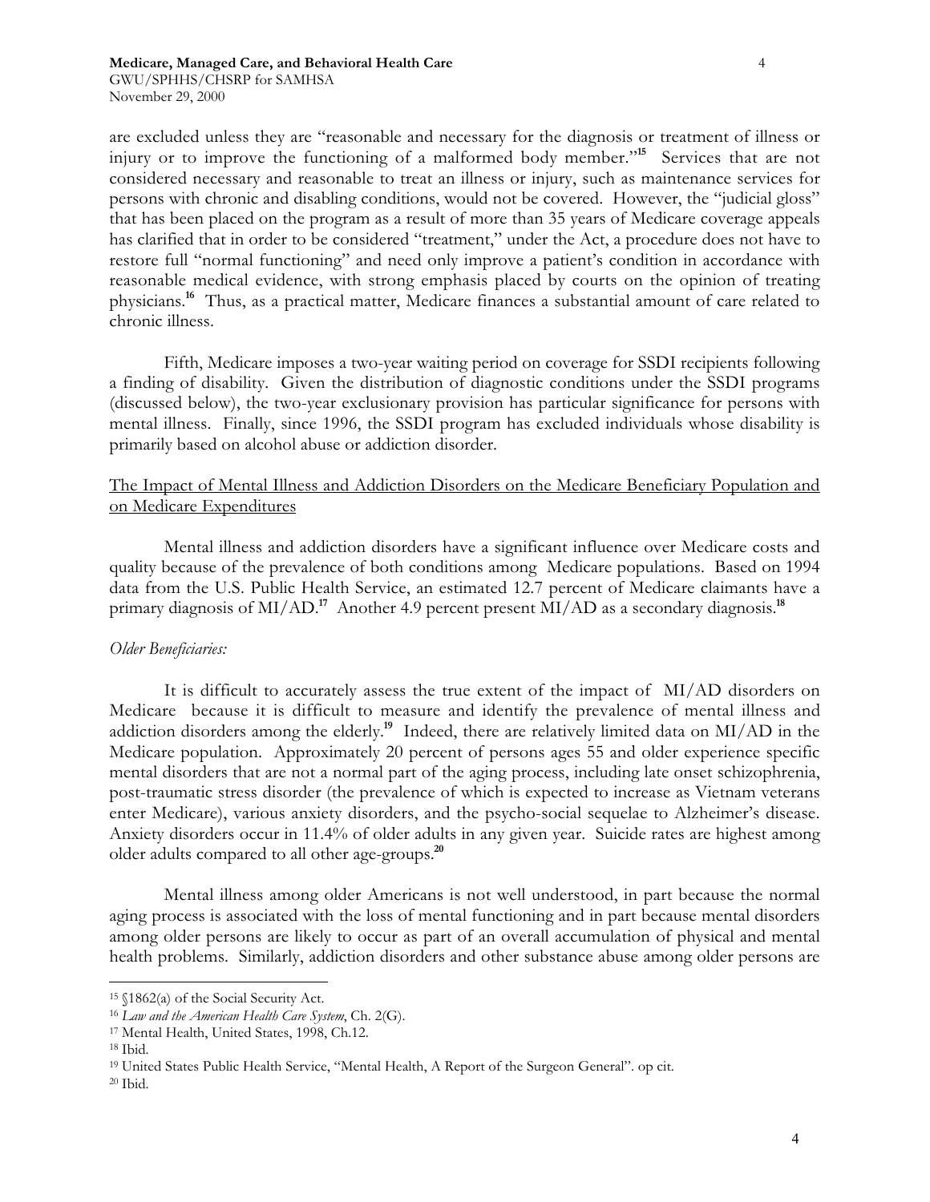are excluded unless they are "reasonable and necessary for the diagnosis or treatment of illness or injury or to improve the functioning of a malformed body member."[15] Services that are not considered necessary and reasonable to treat an illness or injury, such as maintenance services for persons with chronic and disabling conditions, would not be covered. However, the "judicial gloss" that has been placed on the program as a result of more than 35 years of Medicare coverage appeals has clarified that in order to be considered "treatment," under the Act, a procedure does not have to restore full "normal functioning" and need only improve a patient's condition in accordance with reasonable medical evidence, with strong emphasis placed by courts on the opinion of treating physicians.[16] Thus, as a practical matter, Medicare finances a substantial amount of care related to chronic illness.

Fifth, Medicare imposes a two-year waiting period on coverage for SSDI recipients following a finding of disability. Given the distribution of diagnostic conditions under the SSDI programs (discussed below), the two-year exclusionary provision has particular significance for persons with mental illness. Finally, since 1996, the SSDI program has excluded individuals whose disability is primarily based on alcohol abuse or addiction disorder.

## The Impact of Mental Illness and Addiction Disorders on the Medicare Beneficiary Population and on Medicare Expenditures

Mental illness and addiction disorders have a significant influence over Medicare costs and quality because of the prevalence of both conditions among Medicare populations. Based on 1994 data from the U.S. Public Health Service, an estimated 12.7 percent of Medicare claimants have a primary diagnosis of MI/AD.[17] Another 4.9 percent present MI/AD as a secondary diagnosis.[18]

### *Older Beneficiaries:*

It is difficult to accurately assess the true extent of the impact of MI/AD disorders on Medicare because it is difficult to measure and identify the prevalence of mental illness and addiction disorders among the elderly.[19] Indeed, there are relatively limited data on MI/AD in the Medicare population. Approximately 20 percent of persons ages 55 and older experience specific mental disorders that are not a normal part of the aging process, including late onset schizophrenia, post-traumatic stress disorder (the prevalence of which is expected to increase as Vietnam veterans enter Medicare), various anxiety disorders, and the psycho-social sequelae to Alzheimer's disease. Anxiety disorders occur in 11.4% of older adults in any given year. Suicide rates are highest among older adults compared to all other age-groups.[20]

Mental illness among older Americans is not well understood, in part because the normal aging process is associated with the loss of mental functioning and in part because mental disorders among older persons are likely to occur as part of an overall accumulation of physical and mental health problems. Similarly, addiction disorders and other substance abuse among older persons are

---

[15] §1862(a) of the Social Security Act.

[16] *Law and the American Health Care System*, Ch. 2(G).

[17] Mental Health, United States, 1998, Ch.12.

[18] Ibid.

[19] United States Public Health Service, "Mental Health, A Report of the Surgeon General". op cit.

[20] Ibid.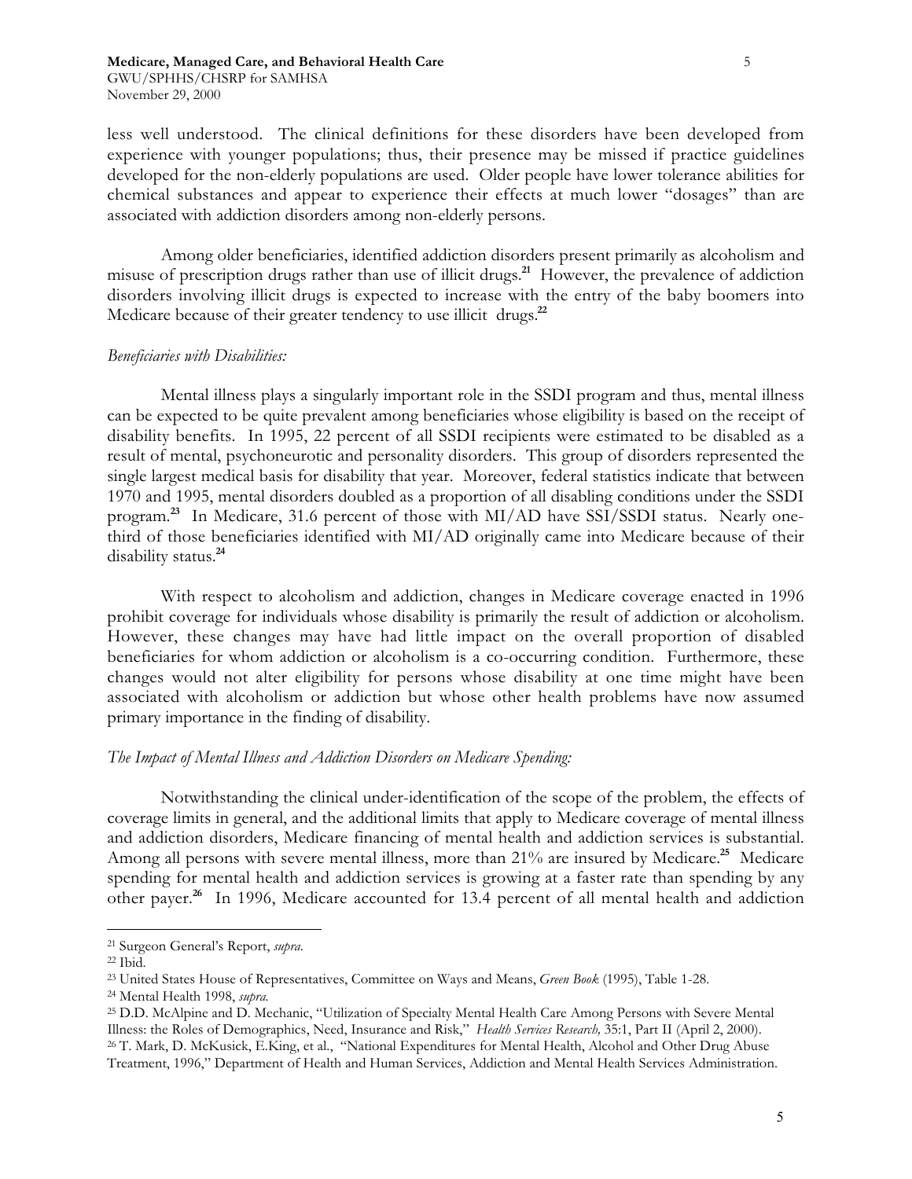less well understood. The clinical definitions for these disorders have been developed from experience with younger populations; thus, their presence may be missed if practice guidelines developed for the non-elderly populations are used. Older people have lower tolerance abilities for chemical substances and appear to experience their effects at much lower "dosages" than are associated with addiction disorders among non-elderly persons.

Among older beneficiaries, identified addiction disorders present primarily as alcoholism and misuse of prescription drugs rather than use of illicit drugs.[21] However, the prevalence of addiction disorders involving illicit drugs is expected to increase with the entry of the baby boomers into Medicare because of their greater tendency to use illicit drugs.[22]

*Beneficiaries with Disabilities:*

Mental illness plays a singularly important role in the SSDI program and thus, mental illness can be expected to be quite prevalent among beneficiaries whose eligibility is based on the receipt of disability benefits. In 1995, 22 percent of all SSDI recipients were estimated to be disabled as a result of mental, psychoneurotic and personality disorders. This group of disorders represented the single largest medical basis for disability that year. Moreover, federal statistics indicate that between 1970 and 1995, mental disorders doubled as a proportion of all disabling conditions under the SSDI program.[23] In Medicare, 31.6 percent of those with MI/AD have SSI/SSDI status. Nearly one-third of those beneficiaries identified with MI/AD originally came into Medicare because of their disability status.[24]

With respect to alcoholism and addiction, changes in Medicare coverage enacted in 1996 prohibit coverage for individuals whose disability is primarily the result of addiction or alcoholism. However, these changes may have had little impact on the overall proportion of disabled beneficiaries for whom addiction or alcoholism is a co-occurring condition. Furthermore, these changes would not alter eligibility for persons whose disability at one time might have been associated with alcoholism or addiction but whose other health problems have now assumed primary importance in the finding of disability.

*The Impact of Mental Illness and Addiction Disorders on Medicare Spending:*

Notwithstanding the clinical under-identification of the scope of the problem, the effects of coverage limits in general, and the additional limits that apply to Medicare coverage of mental illness and addiction disorders, Medicare financing of mental health and addiction services is substantial. Among all persons with severe mental illness, more than 21% are insured by Medicare.[25] Medicare spending for mental health and addiction services is growing at a faster rate than spending by any other payer.[26] In 1996, Medicare accounted for 13.4 percent of all mental health and addiction

---

[21] Surgeon General's Report, *supra.*

[22] Ibid.

[23] United States House of Representatives, Committee on Ways and Means, *Green Book* (1995), Table 1-28.

[24] Mental Health 1998, *supra.*

[25] D.D. McAlpine and D. Mechanic, "Utilization of Specialty Mental Health Care Among Persons with Severe Mental Illness: the Roles of Demographics, Need, Insurance and Risk," *Health Services Research,* 35:1, Part II (April 2, 2000).

[26] T. Mark, D. McKusick, E.King, et al., "National Expenditures for Mental Health, Alcohol and Other Drug Abuse Treatment, 1996," Department of Health and Human Services, Addiction and Mental Health Services Administration.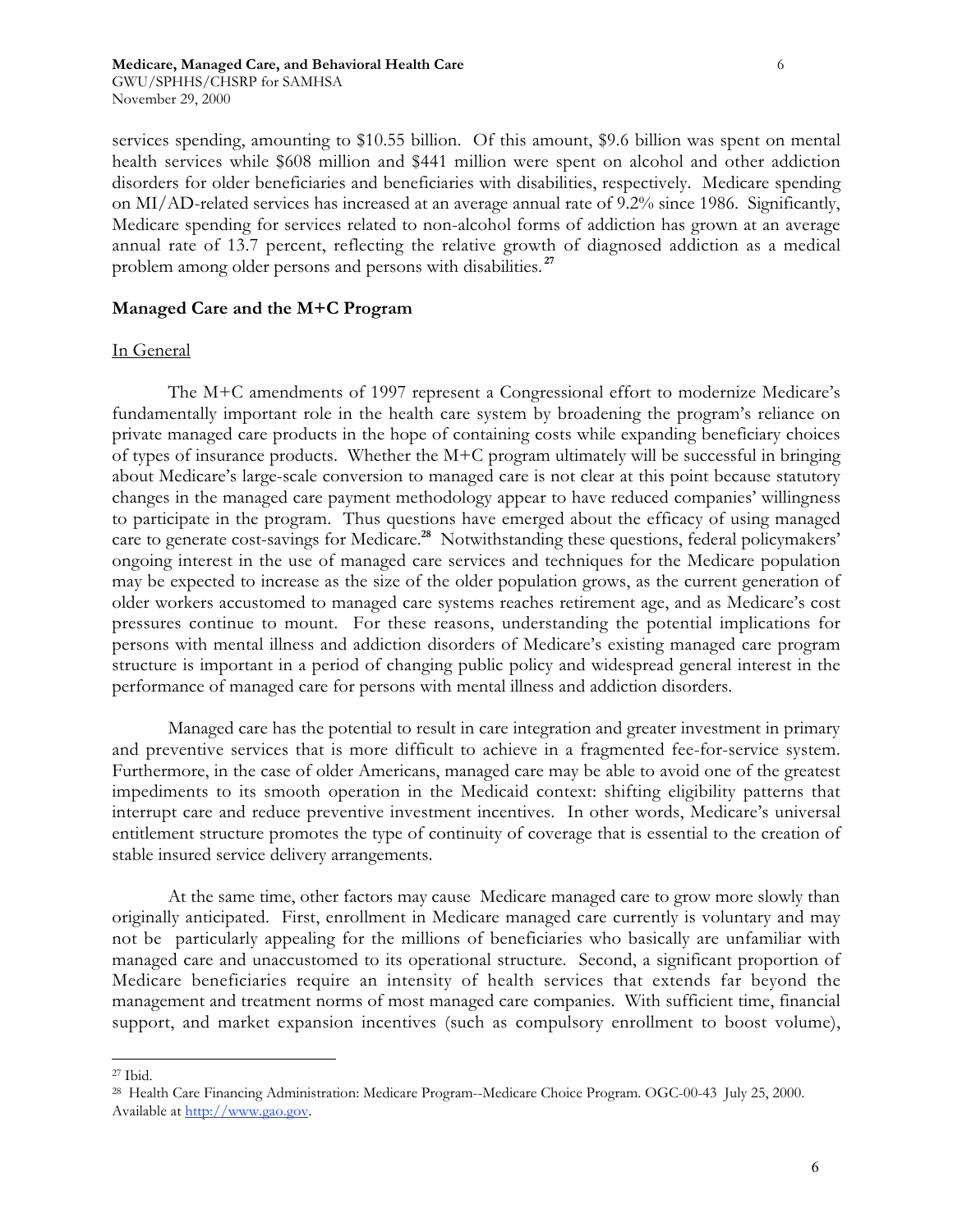services spending, amounting to \$10.55 billion. Of this amount, \$9.6 billion was spent on mental health services while \$608 million and \$441 million were spent on alcohol and other addiction disorders for older beneficiaries and beneficiaries with disabilities, respectively. Medicare spending on MI/AD-related services has increased at an average annual rate of 9.2% since 1986. Significantly, Medicare spending for services related to non-alcohol forms of addiction has grown at an average annual rate of 13.7 percent, reflecting the relative growth of diagnosed addiction as a medical problem among older persons and persons with disabilities.[27]

## Managed Care and the M+C Program

### In General

The M+C amendments of 1997 represent a Congressional effort to modernize Medicare's fundamentally important role in the health care system by broadening the program's reliance on private managed care products in the hope of containing costs while expanding beneficiary choices of types of insurance products. Whether the M+C program ultimately will be successful in bringing about Medicare's large-scale conversion to managed care is not clear at this point because statutory changes in the managed care payment methodology appear to have reduced companies' willingness to participate in the program. Thus questions have emerged about the efficacy of using managed care to generate cost-savings for Medicare.[28] Notwithstanding these questions, federal policymakers' ongoing interest in the use of managed care services and techniques for the Medicare population may be expected to increase as the size of the older population grows, as the current generation of older workers accustomed to managed care systems reaches retirement age, and as Medicare's cost pressures continue to mount. For these reasons, understanding the potential implications for persons with mental illness and addiction disorders of Medicare's existing managed care program structure is important in a period of changing public policy and widespread general interest in the performance of managed care for persons with mental illness and addiction disorders.

Managed care has the potential to result in care integration and greater investment in primary and preventive services that is more difficult to achieve in a fragmented fee-for-service system. Furthermore, in the case of older Americans, managed care may be able to avoid one of the greatest impediments to its smooth operation in the Medicaid context: shifting eligibility patterns that interrupt care and reduce preventive investment incentives. In other words, Medicare's universal entitlement structure promotes the type of continuity of coverage that is essential to the creation of stable insured service delivery arrangements.

At the same time, other factors may cause Medicare managed care to grow more slowly than originally anticipated. First, enrollment in Medicare managed care currently is voluntary and may not be particularly appealing for the millions of beneficiaries who basically are unfamiliar with managed care and unaccustomed to its operational structure. Second, a significant proportion of Medicare beneficiaries require an intensity of health services that extends far beyond the management and treatment norms of most managed care companies. With sufficient time, financial support, and market expansion incentives (such as compulsory enrollment to boost volume),

---

[27] Ibid.

[28] Health Care Financing Administration: Medicare Program--Medicare Choice Program. OGC-00-43 July 25, 2000. Available at http://www.gao.gov.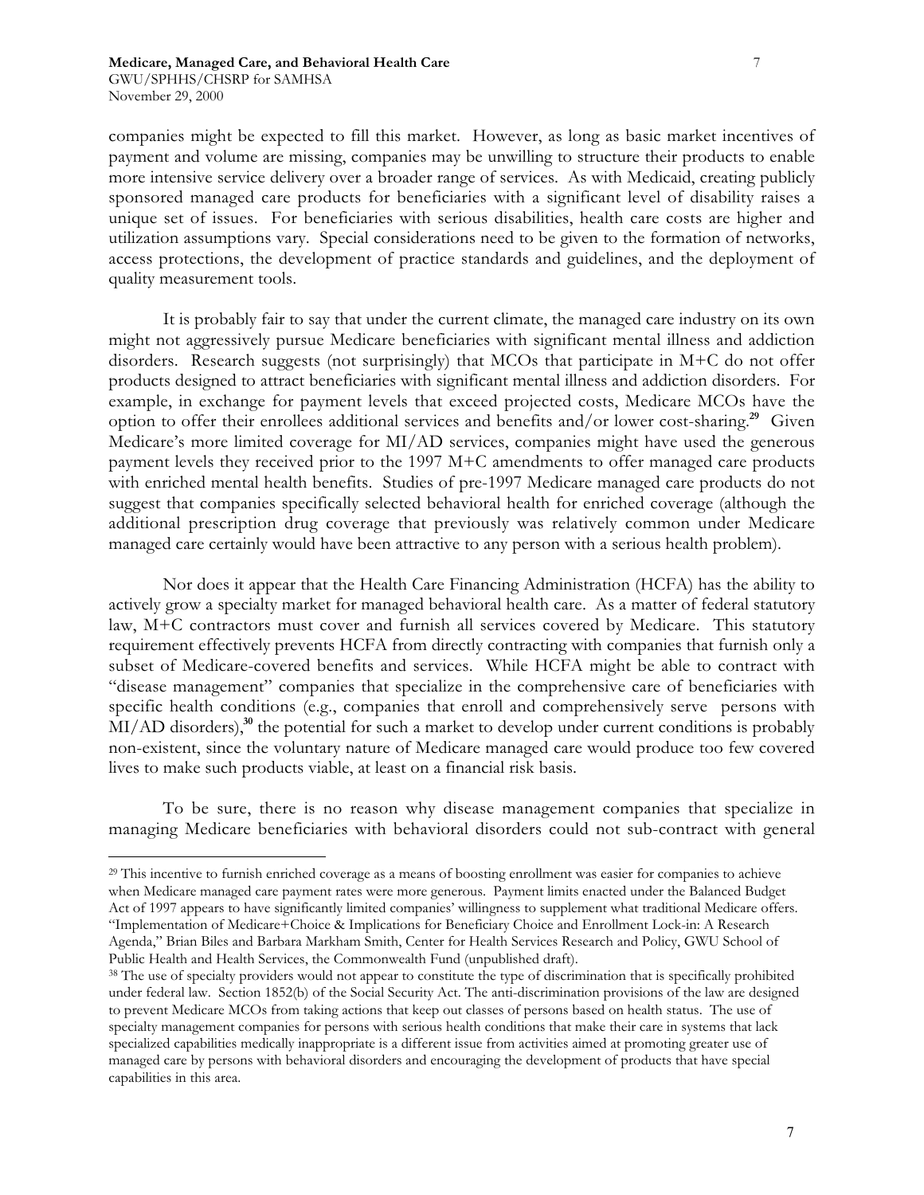companies might be expected to fill this market. However, as long as basic market incentives of payment and volume are missing, companies may be unwilling to structure their products to enable more intensive service delivery over a broader range of services. As with Medicaid, creating publicly sponsored managed care products for beneficiaries with a significant level of disability raises a unique set of issues. For beneficiaries with serious disabilities, health care costs are higher and utilization assumptions vary. Special considerations need to be given to the formation of networks, access protections, the development of practice standards and guidelines, and the deployment of quality measurement tools.

It is probably fair to say that under the current climate, the managed care industry on its own might not aggressively pursue Medicare beneficiaries with significant mental illness and addiction disorders. Research suggests (not surprisingly) that MCOs that participate in M+C do not offer products designed to attract beneficiaries with significant mental illness and addiction disorders. For example, in exchange for payment levels that exceed projected costs, Medicare MCOs have the option to offer their enrollees additional services and benefits and/or lower cost-sharing.[29] Given Medicare's more limited coverage for MI/AD services, companies might have used the generous payment levels they received prior to the 1997 M+C amendments to offer managed care products with enriched mental health benefits. Studies of pre-1997 Medicare managed care products do not suggest that companies specifically selected behavioral health for enriched coverage (although the additional prescription drug coverage that previously was relatively common under Medicare managed care certainly would have been attractive to any person with a serious health problem).

Nor does it appear that the Health Care Financing Administration (HCFA) has the ability to actively grow a specialty market for managed behavioral health care. As a matter of federal statutory law, M+C contractors must cover and furnish all services covered by Medicare. This statutory requirement effectively prevents HCFA from directly contracting with companies that furnish only a subset of Medicare-covered benefits and services. While HCFA might be able to contract with "disease management" companies that specialize in the comprehensive care of beneficiaries with specific health conditions (e.g., companies that enroll and comprehensively serve persons with MI/AD disorders),[30] the potential for such a market to develop under current conditions is probably non-existent, since the voluntary nature of Medicare managed care would produce too few covered lives to make such products viable, at least on a financial risk basis.

To be sure, there is no reason why disease management companies that specialize in managing Medicare beneficiaries with behavioral disorders could not sub-contract with general

---

[29] This incentive to furnish enriched coverage as a means of boosting enrollment was easier for companies to achieve when Medicare managed care payment rates were more generous. Payment limits enacted under the Balanced Budget Act of 1997 appears to have significantly limited companies' willingness to supplement what traditional Medicare offers. "Implementation of Medicare+Choice & Implications for Beneficiary Choice and Enrollment Lock-in: A Research Agenda," Brian Biles and Barbara Markham Smith, Center for Health Services Research and Policy, GWU School of Public Health and Health Services, the Commonwealth Fund (unpublished draft).

[38] The use of specialty providers would not appear to constitute the type of discrimination that is specifically prohibited under federal law. Section 1852(b) of the Social Security Act. The anti-discrimination provisions of the law are designed to prevent Medicare MCOs from taking actions that keep out classes of persons based on health status. The use of specialty management companies for persons with serious health conditions that make their care in systems that lack specialized capabilities medically inappropriate is a different issue from activities aimed at promoting greater use of managed care by persons with behavioral disorders and encouraging the development of products that have special capabilities in this area.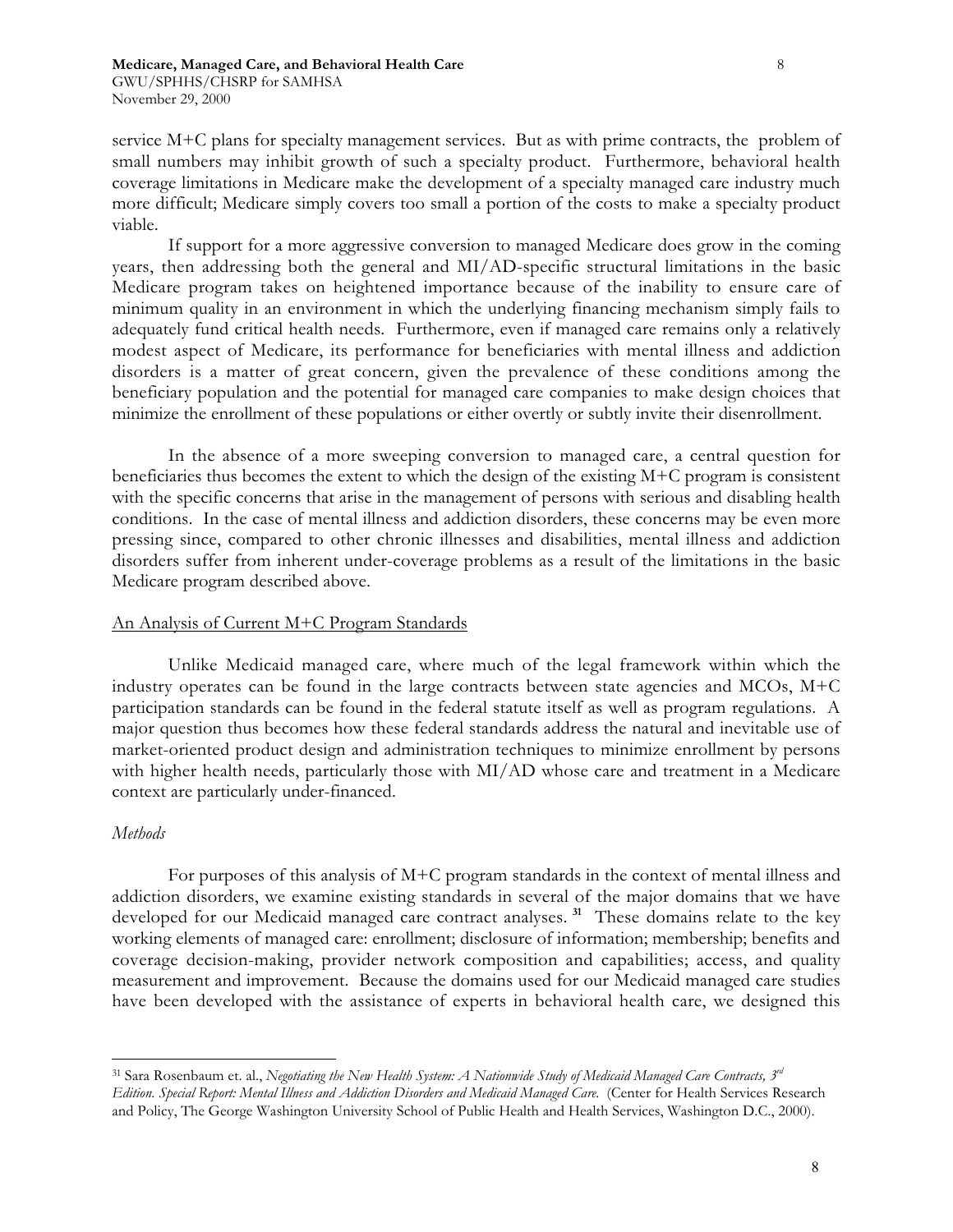service M+C plans for specialty management services. But as with prime contracts, the problem of small numbers may inhibit growth of such a specialty product. Furthermore, behavioral health coverage limitations in Medicare make the development of a specialty managed care industry much more difficult; Medicare simply covers too small a portion of the costs to make a specialty product viable.

If support for a more aggressive conversion to managed Medicare does grow in the coming years, then addressing both the general and MI/AD-specific structural limitations in the basic Medicare program takes on heightened importance because of the inability to ensure care of minimum quality in an environment in which the underlying financing mechanism simply fails to adequately fund critical health needs. Furthermore, even if managed care remains only a relatively modest aspect of Medicare, its performance for beneficiaries with mental illness and addiction disorders is a matter of great concern, given the prevalence of these conditions among the beneficiary population and the potential for managed care companies to make design choices that minimize the enrollment of these populations or either overtly or subtly invite their disenrollment.

In the absence of a more sweeping conversion to managed care, a central question for beneficiaries thus becomes the extent to which the design of the existing M+C program is consistent with the specific concerns that arise in the management of persons with serious and disabling health conditions. In the case of mental illness and addiction disorders, these concerns may be even more pressing since, compared to other chronic illnesses and disabilities, mental illness and addiction disorders suffer from inherent under-coverage problems as a result of the limitations in the basic Medicare program described above.

## An Analysis of Current M+C Program Standards

Unlike Medicaid managed care, where much of the legal framework within which the industry operates can be found in the large contracts between state agencies and MCOs, M+C participation standards can be found in the federal statute itself as well as program regulations. A major question thus becomes how these federal standards address the natural and inevitable use of market-oriented product design and administration techniques to minimize enrollment by persons with higher health needs, particularly those with MI/AD whose care and treatment in a Medicare context are particularly under-financed.

### *Methods*

For purposes of this analysis of M+C program standards in the context of mental illness and addiction disorders, we examine existing standards in several of the major domains that we have developed for our Medicaid managed care contract analyses. [31] These domains relate to the key working elements of managed care: enrollment; disclosure of information; membership; benefits and coverage decision-making, provider network composition and capabilities; access, and quality measurement and improvement. Because the domains used for our Medicaid managed care studies have been developed with the assistance of experts in behavioral health care, we designed this

---

[31] Sara Rosenbaum et. al., *Negotiating the New Health System: A Nationwide Study of Medicaid Managed Care Contracts, 3rd Edition. Special Report: Mental Illness and Addiction Disorders and Medicaid Managed Care.* (Center for Health Services Research and Policy, The George Washington University School of Public Health and Health Services, Washington D.C., 2000).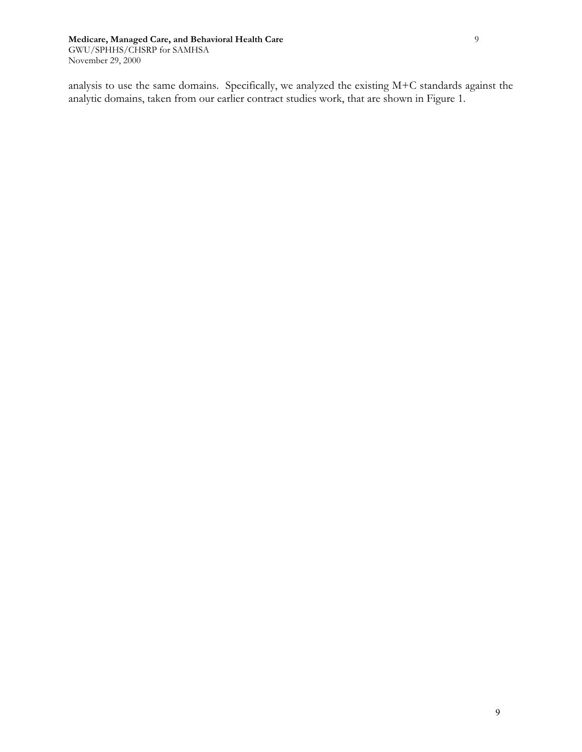analysis to use the same domains. Specifically, we analyzed the existing M+C standards against the analytic domains, taken from our earlier contract studies work, that are shown in Figure 1.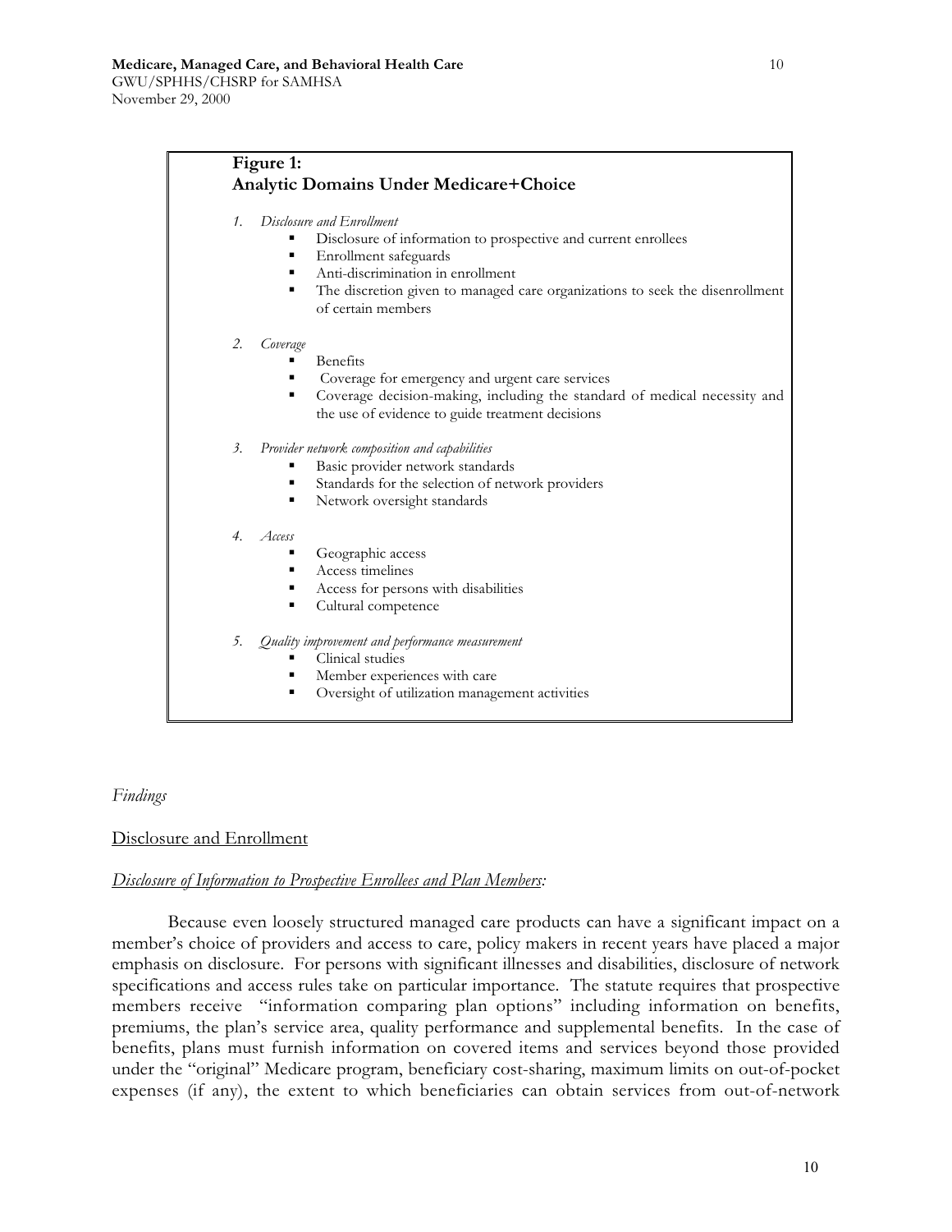**Figure 1:**
**Analytic Domains Under Medicare+Choice**

1. *Disclosure and Enrollment*
   - Disclosure of information to prospective and current enrollees
   - Enrollment safeguards
   - Anti-discrimination in enrollment
   - The discretion given to managed care organizations to seek the disenrollment of certain members

2. *Coverage*
   - Benefits
   - Coverage for emergency and urgent care services
   - Coverage decision-making, including the standard of medical necessity and the use of evidence to guide treatment decisions

3. *Provider network composition and capabilities*
   - Basic provider network standards
   - Standards for the selection of network providers
   - Network oversight standards

4. *Access*
   - Geographic access
   - Access timelines
   - Access for persons with disabilities
   - Cultural competence

5. *Quality improvement and performance measurement*
   - Clinical studies
   - Member experiences with care
   - Oversight of utilization management activities

*Findings*

Disclosure and Enrollment

*Disclosure of Information to Prospective Enrollees and Plan Members:*

Because even loosely structured managed care products can have a significant impact on a member's choice of providers and access to care, policy makers in recent years have placed a major emphasis on disclosure. For persons with significant illnesses and disabilities, disclosure of network specifications and access rules take on particular importance. The statute requires that prospective members receive "information comparing plan options" including information on benefits, premiums, the plan's service area, quality performance and supplemental benefits. In the case of benefits, plans must furnish information on covered items and services beyond those provided under the "original" Medicare program, beneficiary cost-sharing, maximum limits on out-of-pocket expenses (if any), the extent to which beneficiaries can obtain services from out-of-network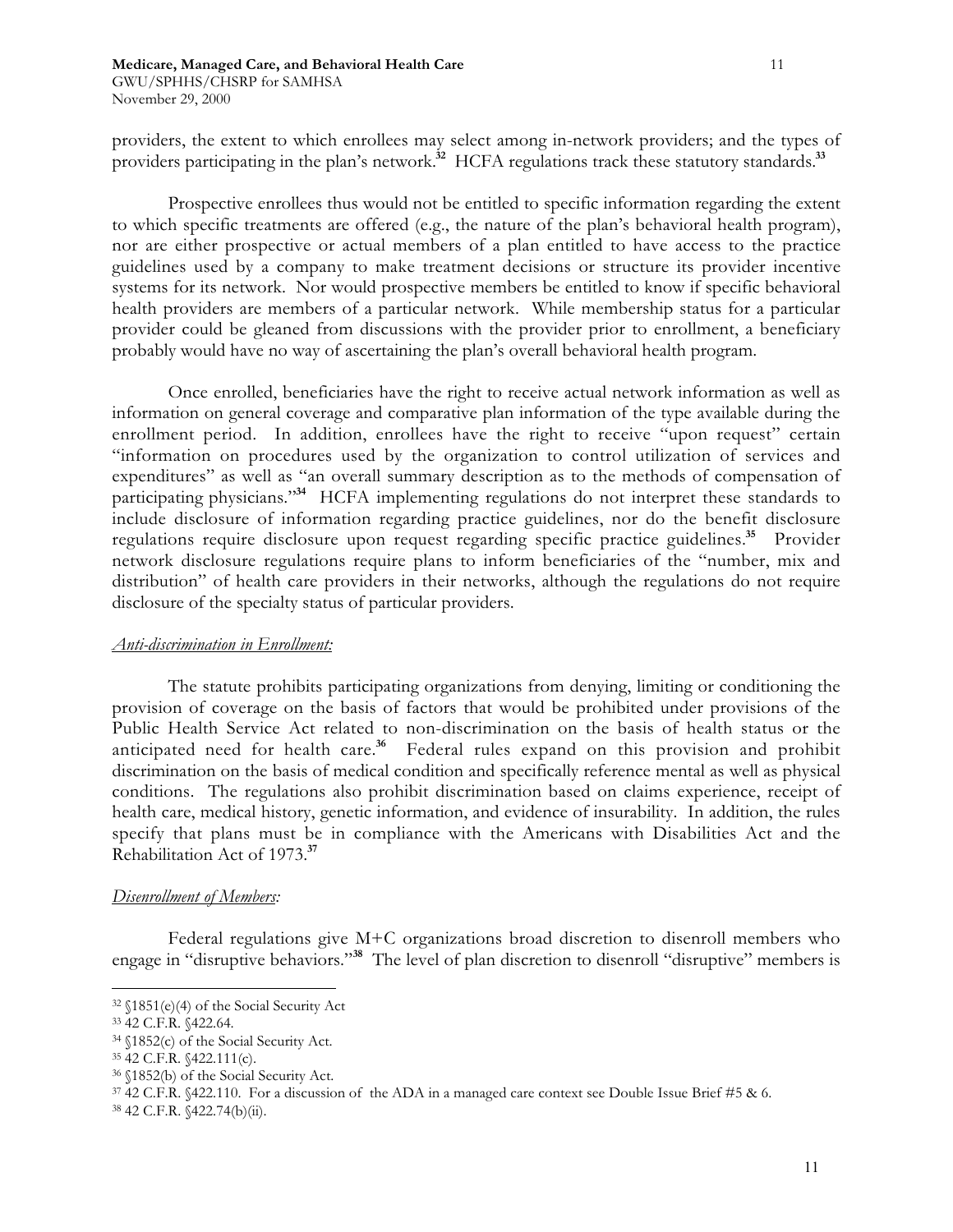providers, the extent to which enrollees may select among in-network providers; and the types of providers participating in the plan's network.[32] HCFA regulations track these statutory standards.[33]

Prospective enrollees thus would not be entitled to specific information regarding the extent to which specific treatments are offered (e.g., the nature of the plan's behavioral health program), nor are either prospective or actual members of a plan entitled to have access to the practice guidelines used by a company to make treatment decisions or structure its provider incentive systems for its network. Nor would prospective members be entitled to know if specific behavioral health providers are members of a particular network. While membership status for a particular provider could be gleaned from discussions with the provider prior to enrollment, a beneficiary probably would have no way of ascertaining the plan's overall behavioral health program.

Once enrolled, beneficiaries have the right to receive actual network information as well as information on general coverage and comparative plan information of the type available during the enrollment period. In addition, enrollees have the right to receive "upon request" certain "information on procedures used by the organization to control utilization of services and expenditures" as well as "an overall summary description as to the methods of compensation of participating physicians."[34] HCFA implementing regulations do not interpret these standards to include disclosure of information regarding practice guidelines, nor do the benefit disclosure regulations require disclosure upon request regarding specific practice guidelines.[35] Provider network disclosure regulations require plans to inform beneficiaries of the "number, mix and distribution" of health care providers in their networks, although the regulations do not require disclosure of the specialty status of particular providers.

*Anti-discrimination in Enrollment:*

The statute prohibits participating organizations from denying, limiting or conditioning the provision of coverage on the basis of factors that would be prohibited under provisions of the Public Health Service Act related to non-discrimination on the basis of health status or the anticipated need for health care.[36] Federal rules expand on this provision and prohibit discrimination on the basis of medical condition and specifically reference mental as well as physical conditions. The regulations also prohibit discrimination based on claims experience, receipt of health care, medical history, genetic information, and evidence of insurability. In addition, the rules specify that plans must be in compliance with the Americans with Disabilities Act and the Rehabilitation Act of 1973.[37]

*Disenrollment of Members:*

Federal regulations give M+C organizations broad discretion to disenroll members who engage in "disruptive behaviors."[38] The level of plan discretion to disenroll "disruptive" members is

---

[32] §1851(e)(4) of the Social Security Act

[33] 42 C.F.R. §422.64.

[34] §1852(c) of the Social Security Act.

[35] 42 C.F.R. §422.111(c).

[36] §1852(b) of the Social Security Act.

[37] 42 C.F.R. §422.110. For a discussion of the ADA in a managed care context see Double Issue Brief #5 & 6.

[38] 42 C.F.R. §422.74(b)(ii).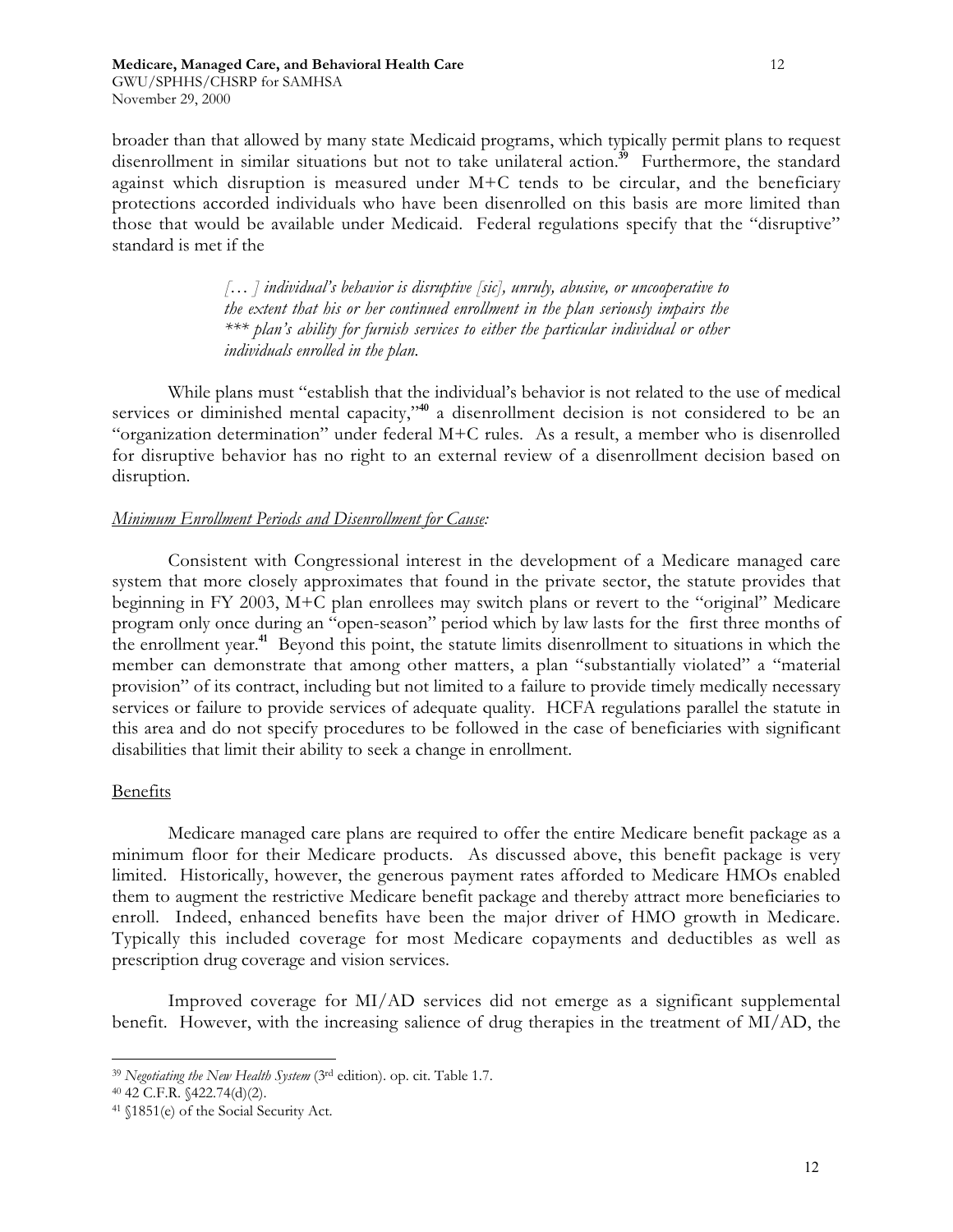broader than that allowed by many state Medicaid programs, which typically permit plans to request disenrollment in similar situations but not to take unilateral action.[39] Furthermore, the standard against which disruption is measured under M+C tends to be circular, and the beneficiary protections accorded individuals who have been disenrolled on this basis are more limited than those that would be available under Medicaid. Federal regulations specify that the "disruptive" standard is met if the

> *[… ] individual's behavior is disruptive [sic], unruly, abusive, or uncooperative to the extent that his or her continued enrollment in the plan seriously impairs the \*\*\* plan's ability for furnish services to either the particular individual or other individuals enrolled in the plan.*

While plans must "establish that the individual's behavior is not related to the use of medical services or diminished mental capacity,"[40] a disenrollment decision is not considered to be an "organization determination" under federal M+C rules. As a result, a member who is disenrolled for disruptive behavior has no right to an external review of a disenrollment decision based on disruption.

*Minimum Enrollment Periods and Disenrollment for Cause:*

Consistent with Congressional interest in the development of a Medicare managed care system that more closely approximates that found in the private sector, the statute provides that beginning in FY 2003, M+C plan enrollees may switch plans or revert to the "original" Medicare program only once during an "open-season" period which by law lasts for the first three months of the enrollment year.[41] Beyond this point, the statute limits disenrollment to situations in which the member can demonstrate that among other matters, a plan "substantially violated" a "material provision" of its contract, including but not limited to a failure to provide timely medically necessary services or failure to provide services of adequate quality. HCFA regulations parallel the statute in this area and do not specify procedures to be followed in the case of beneficiaries with significant disabilities that limit their ability to seek a change in enrollment.

## Benefits

Medicare managed care plans are required to offer the entire Medicare benefit package as a minimum floor for their Medicare products. As discussed above, this benefit package is very limited. Historically, however, the generous payment rates afforded to Medicare HMOs enabled them to augment the restrictive Medicare benefit package and thereby attract more beneficiaries to enroll. Indeed, enhanced benefits have been the major driver of HMO growth in Medicare. Typically this included coverage for most Medicare copayments and deductibles as well as prescription drug coverage and vision services.

Improved coverage for MI/AD services did not emerge as a significant supplemental benefit. However, with the increasing salience of drug therapies in the treatment of MI/AD, the

---

[39] *Negotiating the New Health System* (3rd edition). op. cit. Table 1.7.

[40] 42 C.F.R. §422.74(d)(2).

[41] §1851(e) of the Social Security Act.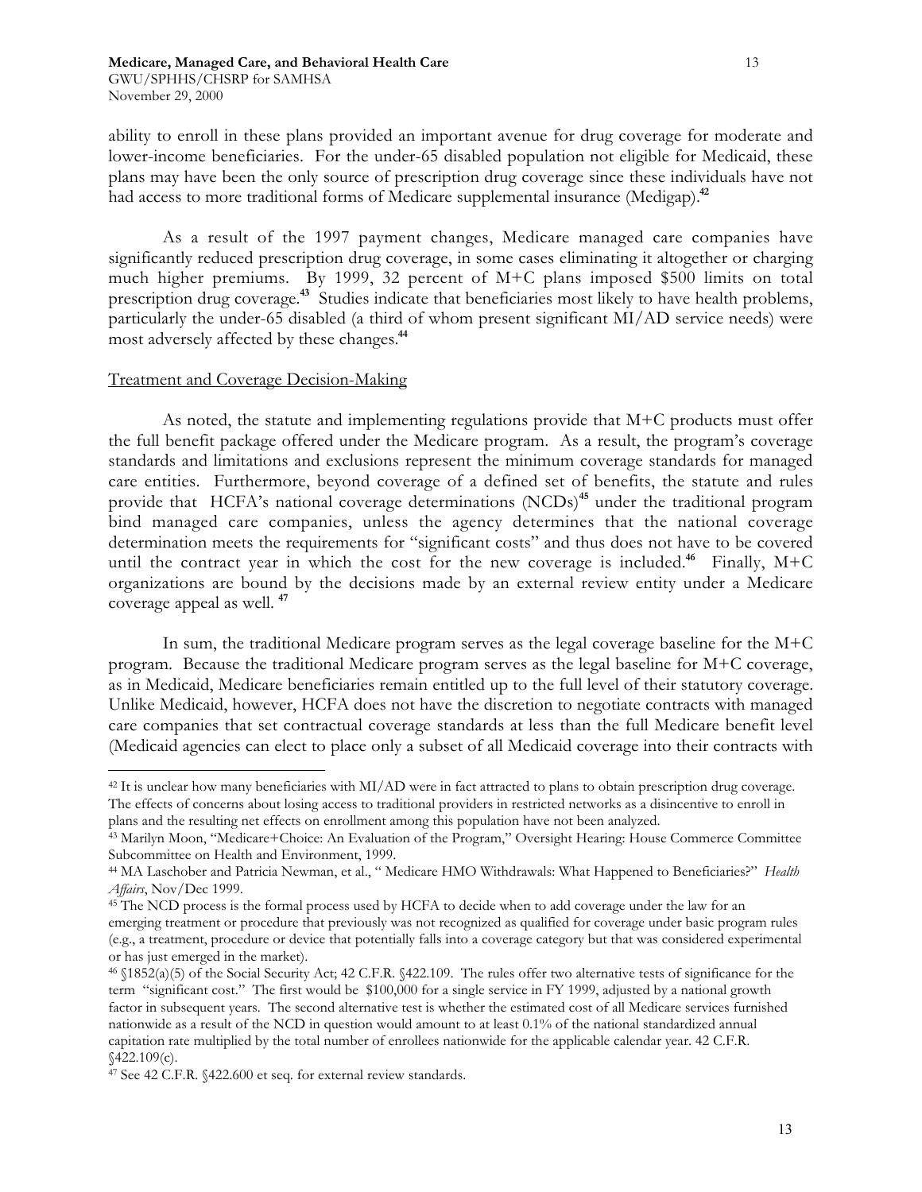ability to enroll in these plans provided an important avenue for drug coverage for moderate and lower-income beneficiaries. For the under-65 disabled population not eligible for Medicaid, these plans may have been the only source of prescription drug coverage since these individuals have not had access to more traditional forms of Medicare supplemental insurance (Medigap).[42]

As a result of the 1997 payment changes, Medicare managed care companies have significantly reduced prescription drug coverage, in some cases eliminating it altogether or charging much higher premiums. By 1999, 32 percent of M+C plans imposed $500 limits on total prescription drug coverage.[43] Studies indicate that beneficiaries most likely to have health problems, particularly the under-65 disabled (a third of whom present significant MI/AD service needs) were most adversely affected by these changes.[44]

Treatment and Coverage Decision-Making

As noted, the statute and implementing regulations provide that M+C products must offer the full benefit package offered under the Medicare program. As a result, the program's coverage standards and limitations and exclusions represent the minimum coverage standards for managed care entities. Furthermore, beyond coverage of a defined set of benefits, the statute and rules provide that HCFA's national coverage determinations (NCDs)[45] under the traditional program bind managed care companies, unless the agency determines that the national coverage determination meets the requirements for "significant costs" and thus does not have to be covered until the contract year in which the cost for the new coverage is included.[46] Finally, M+C organizations are bound by the decisions made by an external review entity under a Medicare coverage appeal as well.[47]

In sum, the traditional Medicare program serves as the legal coverage baseline for the M+C program. Because the traditional Medicare program serves as the legal baseline for M+C coverage, as in Medicaid, Medicare beneficiaries remain entitled up to the full level of their statutory coverage. Unlike Medicaid, however, HCFA does not have the discretion to negotiate contracts with managed care companies that set contractual coverage standards at less than the full Medicare benefit level (Medicaid agencies can elect to place only a subset of all Medicaid coverage into their contracts with

---

[42] It is unclear how many beneficiaries with MI/AD were in fact attracted to plans to obtain prescription drug coverage. The effects of concerns about losing access to traditional providers in restricted networks as a disincentive to enroll in plans and the resulting net effects on enrollment among this population have not been analyzed.

[43] Marilyn Moon, "Medicare+Choice: An Evaluation of the Program," Oversight Hearing: House Commerce Committee Subcommittee on Health and Environment, 1999.

[44] MA Laschober and Patricia Newman, et al., " Medicare HMO Withdrawals: What Happened to Beneficiaries?" *Health Affairs*, Nov/Dec 1999.

[45] The NCD process is the formal process used by HCFA to decide when to add coverage under the law for an emerging treatment or procedure that previously was not recognized as qualified for coverage under basic program rules (e.g., a treatment, procedure or device that potentially falls into a coverage category but that was considered experimental or has just emerged in the market).

[46] §1852(a)(5) of the Social Security Act; 42 C.F.R. §422.109. The rules offer two alternative tests of significance for the term "significant cost." The first would be $100,000 for a single service in FY 1999, adjusted by a national growth factor in subsequent years. The second alternative test is whether the estimated cost of all Medicare services furnished nationwide as a result of the NCD in question would amount to at least 0.1% of the national standardized annual capitation rate multiplied by the total number of enrollees nationwide for the applicable calendar year. 42 C.F.R. §422.109(c).

[47] See 42 C.F.R. §422.600 et seq. for external review standards.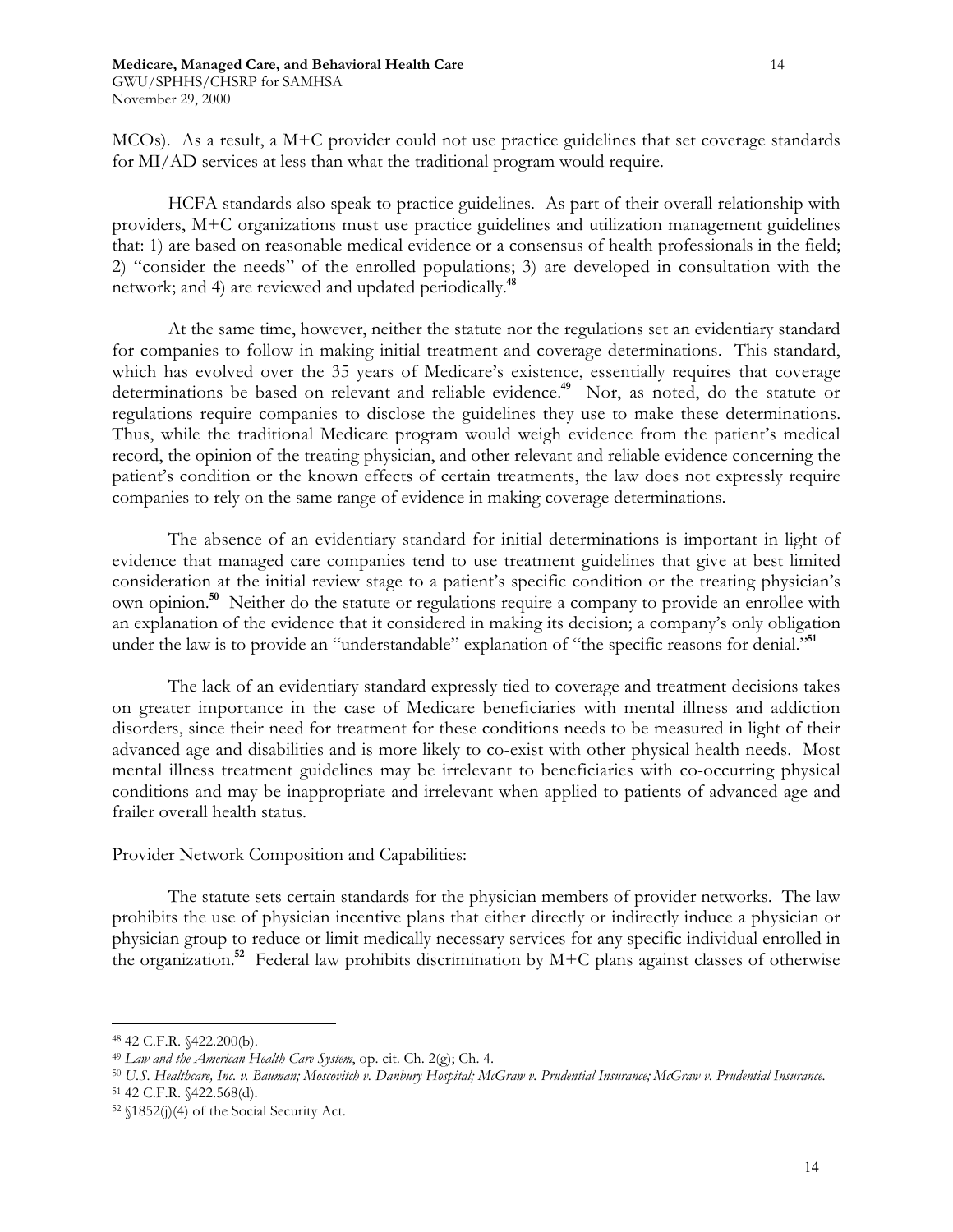MCOs). As a result, a M+C provider could not use practice guidelines that set coverage standards for MI/AD services at less than what the traditional program would require.

HCFA standards also speak to practice guidelines. As part of their overall relationship with providers, M+C organizations must use practice guidelines and utilization management guidelines that: 1) are based on reasonable medical evidence or a consensus of health professionals in the field; 2) "consider the needs" of the enrolled populations; 3) are developed in consultation with the network; and 4) are reviewed and updated periodically.[48]

At the same time, however, neither the statute nor the regulations set an evidentiary standard for companies to follow in making initial treatment and coverage determinations. This standard, which has evolved over the 35 years of Medicare's existence, essentially requires that coverage determinations be based on relevant and reliable evidence.[49] Nor, as noted, do the statute or regulations require companies to disclose the guidelines they use to make these determinations. Thus, while the traditional Medicare program would weigh evidence from the patient's medical record, the opinion of the treating physician, and other relevant and reliable evidence concerning the patient's condition or the known effects of certain treatments, the law does not expressly require companies to rely on the same range of evidence in making coverage determinations.

The absence of an evidentiary standard for initial determinations is important in light of evidence that managed care companies tend to use treatment guidelines that give at best limited consideration at the initial review stage to a patient's specific condition or the treating physician's own opinion.[50] Neither do the statute or regulations require a company to provide an enrollee with an explanation of the evidence that it considered in making its decision; a company's only obligation under the law is to provide an "understandable" explanation of "the specific reasons for denial."[51]

The lack of an evidentiary standard expressly tied to coverage and treatment decisions takes on greater importance in the case of Medicare beneficiaries with mental illness and addiction disorders, since their need for treatment for these conditions needs to be measured in light of their advanced age and disabilities and is more likely to co-exist with other physical health needs. Most mental illness treatment guidelines may be irrelevant to beneficiaries with co-occurring physical conditions and may be inappropriate and irrelevant when applied to patients of advanced age and frailer overall health status.

<u>Provider Network Composition and Capabilities:</u>

The statute sets certain standards for the physician members of provider networks. The law prohibits the use of physician incentive plans that either directly or indirectly induce a physician or physician group to reduce or limit medically necessary services for any specific individual enrolled in the organization.[52] Federal law prohibits discrimination by M+C plans against classes of otherwise

---

[48] 42 C.F.R. §422.200(b).

[49] *Law and the American Health Care System*, op. cit. Ch. 2(g); Ch. 4.

[50] *U.S. Healthcare, Inc. v. Bauman; Moscovitch v. Danbury Hospital; McGraw v. Prudential Insurance; McGraw v. Prudential Insurance.*

[51] 42 C.F.R. §422.568(d).

[52] §1852(j)(4) of the Social Security Act.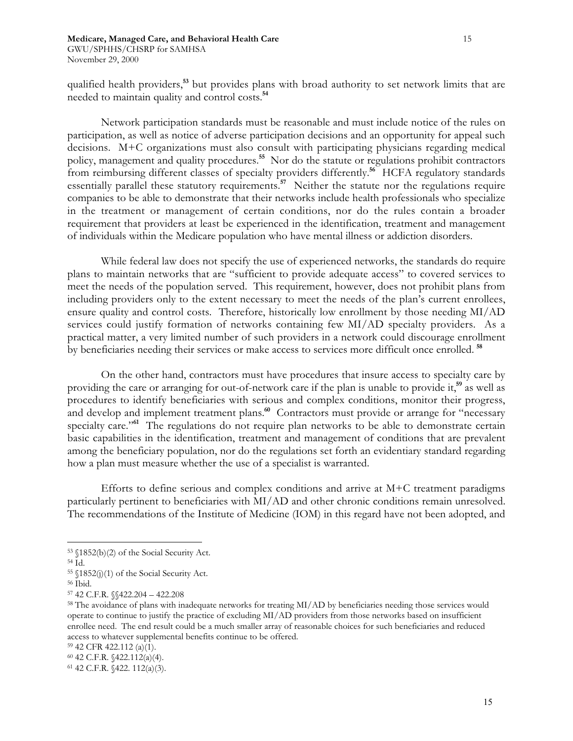qualified health providers,[53] but provides plans with broad authority to set network limits that are needed to maintain quality and control costs.[54]

Network participation standards must be reasonable and must include notice of the rules on participation, as well as notice of adverse participation decisions and an opportunity for appeal such decisions. M+C organizations must also consult with participating physicians regarding medical policy, management and quality procedures.[55] Nor do the statute or regulations prohibit contractors from reimbursing different classes of specialty providers differently.[56] HCFA regulatory standards essentially parallel these statutory requirements.[57] Neither the statute nor the regulations require companies to be able to demonstrate that their networks include health professionals who specialize in the treatment or management of certain conditions, nor do the rules contain a broader requirement that providers at least be experienced in the identification, treatment and management of individuals within the Medicare population who have mental illness or addiction disorders.

While federal law does not specify the use of experienced networks, the standards do require plans to maintain networks that are "sufficient to provide adequate access" to covered services to meet the needs of the population served. This requirement, however, does not prohibit plans from including providers only to the extent necessary to meet the needs of the plan's current enrollees, ensure quality and control costs. Therefore, historically low enrollment by those needing MI/AD services could justify formation of networks containing few MI/AD specialty providers. As a practical matter, a very limited number of such providers in a network could discourage enrollment by beneficiaries needing their services or make access to services more difficult once enrolled.[58]

On the other hand, contractors must have procedures that insure access to specialty care by providing the care or arranging for out-of-network care if the plan is unable to provide it,[59] as well as procedures to identify beneficiaries with serious and complex conditions, monitor their progress, and develop and implement treatment plans.[60] Contractors must provide or arrange for "necessary specialty care."[61] The regulations do not require plan networks to be able to demonstrate certain basic capabilities in the identification, treatment and management of conditions that are prevalent among the beneficiary population, nor do the regulations set forth an evidentiary standard regarding how a plan must measure whether the use of a specialist is warranted.

Efforts to define serious and complex conditions and arrive at M+C treatment paradigms particularly pertinent to beneficiaries with MI/AD and other chronic conditions remain unresolved. The recommendations of the Institute of Medicine (IOM) in this regard have not been adopted, and

---

[53] §1852(b)(2) of the Social Security Act.

[54] Id.

[55] §1852(j)(1) of the Social Security Act.

[56] Ibid.

[57] 42 C.F.R. §§422.204 – 422.208

[58] The avoidance of plans with inadequate networks for treating MI/AD by beneficiaries needing those services would operate to continue to justify the practice of excluding MI/AD providers from those networks based on insufficient enrollee need. The end result could be a much smaller array of reasonable choices for such beneficiaries and reduced access to whatever supplemental benefits continue to be offered.

[59] 42 CFR 422.112 (a)(1).

[60] 42 C.F.R. §422.112(a)(4).

[61] 42 C.F.R. §422. 112(a)(3).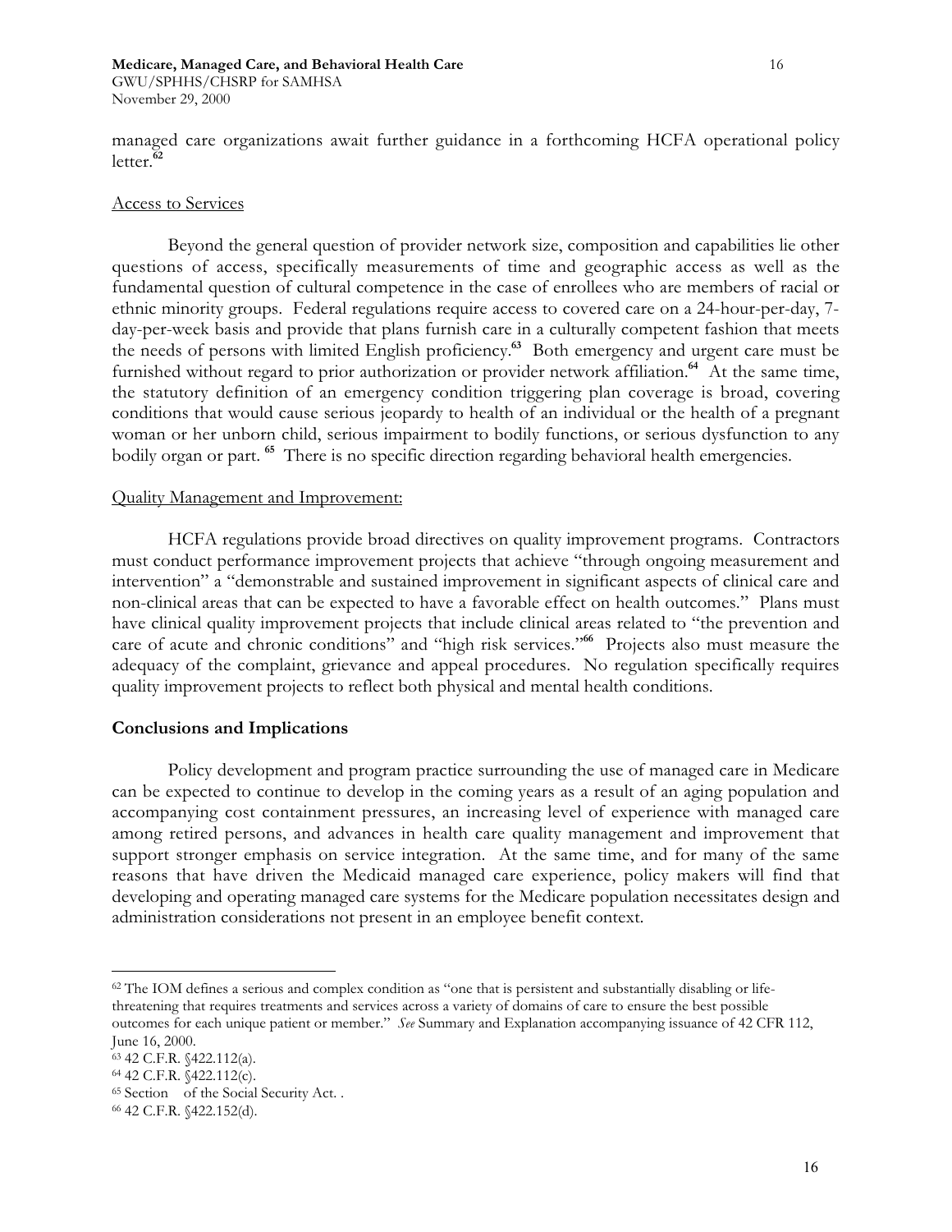managed care organizations await further guidance in a forthcoming HCFA operational policy letter.[62]

Access to Services

Beyond the general question of provider network size, composition and capabilities lie other questions of access, specifically measurements of time and geographic access as well as the fundamental question of cultural competence in the case of enrollees who are members of racial or ethnic minority groups. Federal regulations require access to covered care on a 24-hour-per-day, 7-day-per-week basis and provide that plans furnish care in a culturally competent fashion that meets the needs of persons with limited English proficiency.[63] Both emergency and urgent care must be furnished without regard to prior authorization or provider network affiliation.[64] At the same time, the statutory definition of an emergency condition triggering plan coverage is broad, covering conditions that would cause serious jeopardy to health of an individual or the health of a pregnant woman or her unborn child, serious impairment to bodily functions, or serious dysfunction to any bodily organ or part.[65] There is no specific direction regarding behavioral health emergencies.

Quality Management and Improvement:

HCFA regulations provide broad directives on quality improvement programs. Contractors must conduct performance improvement projects that achieve "through ongoing measurement and intervention" a "demonstrable and sustained improvement in significant aspects of clinical care and non-clinical areas that can be expected to have a favorable effect on health outcomes." Plans must have clinical quality improvement projects that include clinical areas related to "the prevention and care of acute and chronic conditions" and "high risk services."[66] Projects also must measure the adequacy of the complaint, grievance and appeal procedures. No regulation specifically requires quality improvement projects to reflect both physical and mental health conditions.

## Conclusions and Implications

Policy development and program practice surrounding the use of managed care in Medicare can be expected to continue to develop in the coming years as a result of an aging population and accompanying cost containment pressures, an increasing level of experience with managed care among retired persons, and advances in health care quality management and improvement that support stronger emphasis on service integration. At the same time, and for many of the same reasons that have driven the Medicaid managed care experience, policy makers will find that developing and operating managed care systems for the Medicare population necessitates design and administration considerations not present in an employee benefit context.

---

[62] The IOM defines a serious and complex condition as "one that is persistent and substantially disabling or life-threatening that requires treatments and services across a variety of domains of care to ensure the best possible outcomes for each unique patient or member." *See* Summary and Explanation accompanying issuance of 42 CFR 112, June 16, 2000.

[63] 42 C.F.R. §422.112(a).

[64] 42 C.F.R. §422.112(c).

[65] Section of the Social Security Act. .

[66] 42 C.F.R. §422.152(d).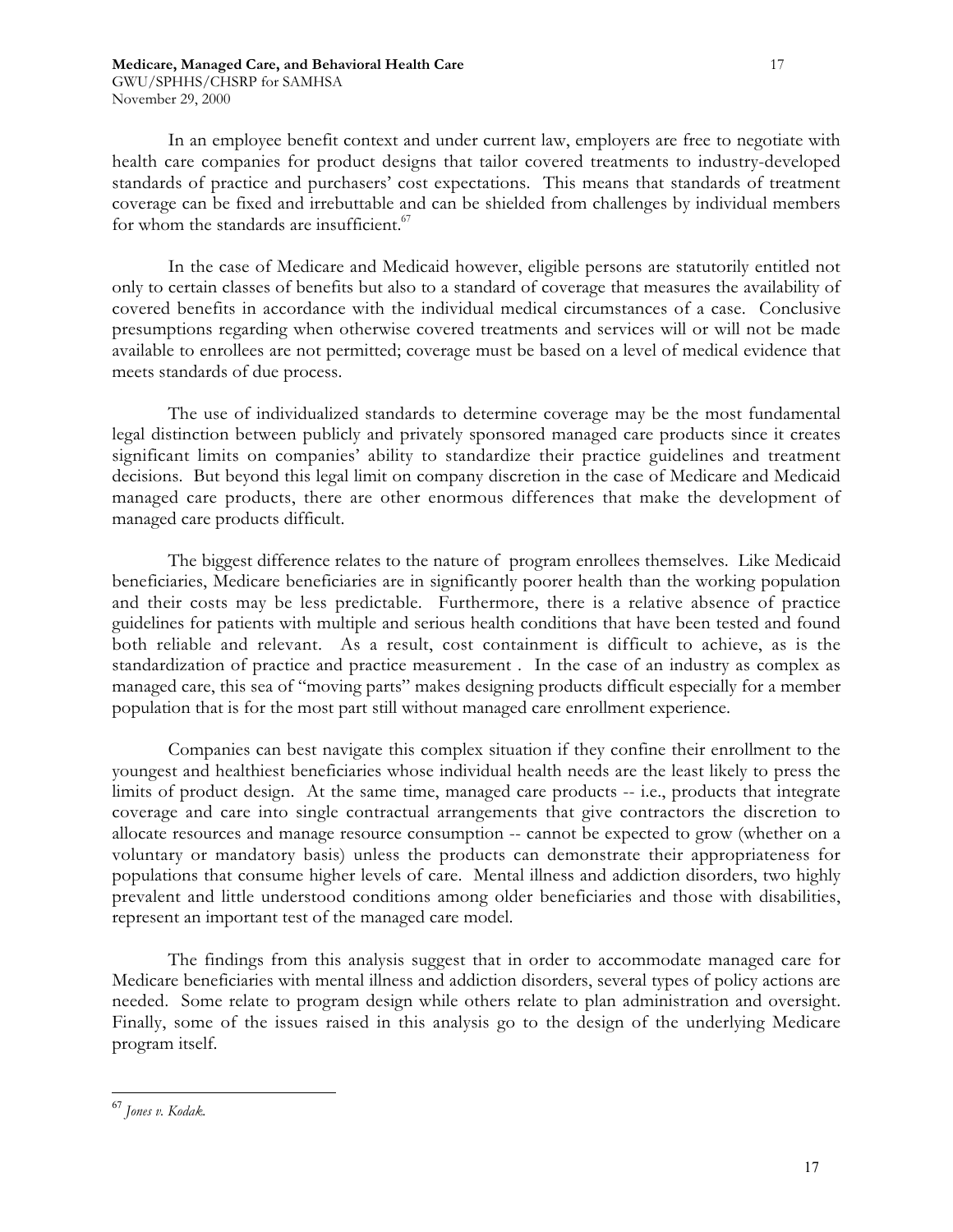In an employee benefit context and under current law, employers are free to negotiate with health care companies for product designs that tailor covered treatments to industry-developed standards of practice and purchasers' cost expectations. This means that standards of treatment coverage can be fixed and irrebuttable and can be shielded from challenges by individual members for whom the standards are insufficient.[67]

In the case of Medicare and Medicaid however, eligible persons are statutorily entitled not only to certain classes of benefits but also to a standard of coverage that measures the availability of covered benefits in accordance with the individual medical circumstances of a case. Conclusive presumptions regarding when otherwise covered treatments and services will or will not be made available to enrollees are not permitted; coverage must be based on a level of medical evidence that meets standards of due process.

The use of individualized standards to determine coverage may be the most fundamental legal distinction between publicly and privately sponsored managed care products since it creates significant limits on companies' ability to standardize their practice guidelines and treatment decisions. But beyond this legal limit on company discretion in the case of Medicare and Medicaid managed care products, there are other enormous differences that make the development of managed care products difficult.

The biggest difference relates to the nature of program enrollees themselves. Like Medicaid beneficiaries, Medicare beneficiaries are in significantly poorer health than the working population and their costs may be less predictable. Furthermore, there is a relative absence of practice guidelines for patients with multiple and serious health conditions that have been tested and found both reliable and relevant. As a result, cost containment is difficult to achieve, as is the standardization of practice and practice measurement . In the case of an industry as complex as managed care, this sea of "moving parts" makes designing products difficult especially for a member population that is for the most part still without managed care enrollment experience.

Companies can best navigate this complex situation if they confine their enrollment to the youngest and healthiest beneficiaries whose individual health needs are the least likely to press the limits of product design. At the same time, managed care products -- i.e., products that integrate coverage and care into single contractual arrangements that give contractors the discretion to allocate resources and manage resource consumption -- cannot be expected to grow (whether on a voluntary or mandatory basis) unless the products can demonstrate their appropriateness for populations that consume higher levels of care. Mental illness and addiction disorders, two highly prevalent and little understood conditions among older beneficiaries and those with disabilities, represent an important test of the managed care model.

The findings from this analysis suggest that in order to accommodate managed care for Medicare beneficiaries with mental illness and addiction disorders, several types of policy actions are needed. Some relate to program design while others relate to plan administration and oversight. Finally, some of the issues raised in this analysis go to the design of the underlying Medicare program itself.

---

[67] *Jones v. Kodak.*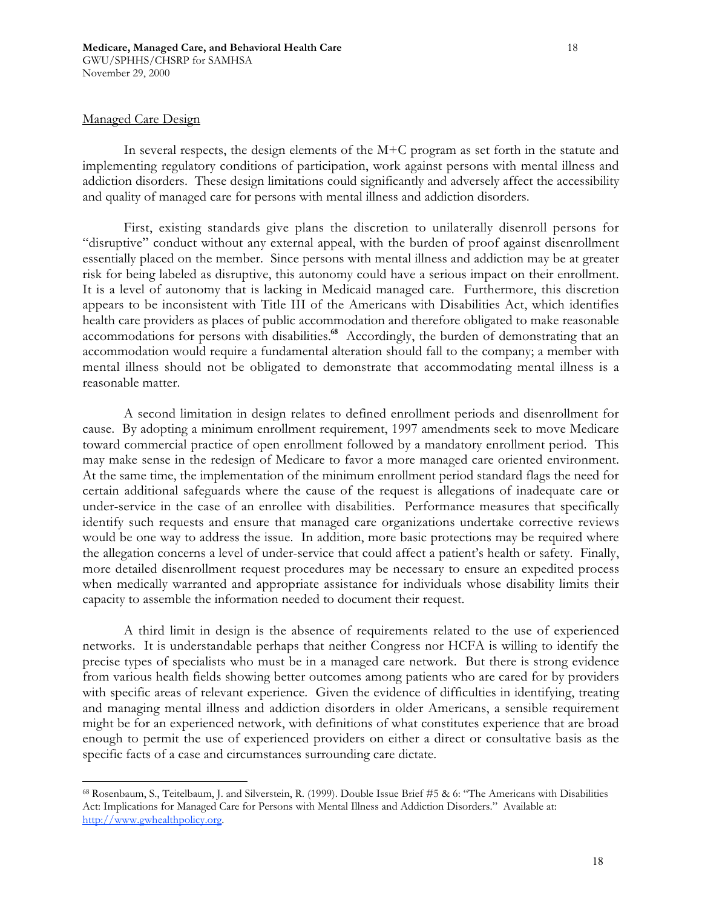Managed Care Design

In several respects, the design elements of the M+C program as set forth in the statute and implementing regulatory conditions of participation, work against persons with mental illness and addiction disorders. These design limitations could significantly and adversely affect the accessibility and quality of managed care for persons with mental illness and addiction disorders.

First, existing standards give plans the discretion to unilaterally disenroll persons for "disruptive" conduct without any external appeal, with the burden of proof against disenrollment essentially placed on the member. Since persons with mental illness and addiction may be at greater risk for being labeled as disruptive, this autonomy could have a serious impact on their enrollment. It is a level of autonomy that is lacking in Medicaid managed care. Furthermore, this discretion appears to be inconsistent with Title III of the Americans with Disabilities Act, which identifies health care providers as places of public accommodation and therefore obligated to make reasonable accommodations for persons with disabilities.[68] Accordingly, the burden of demonstrating that an accommodation would require a fundamental alteration should fall to the company; a member with mental illness should not be obligated to demonstrate that accommodating mental illness is a reasonable matter.

A second limitation in design relates to defined enrollment periods and disenrollment for cause. By adopting a minimum enrollment requirement, 1997 amendments seek to move Medicare toward commercial practice of open enrollment followed by a mandatory enrollment period. This may make sense in the redesign of Medicare to favor a more managed care oriented environment. At the same time, the implementation of the minimum enrollment period standard flags the need for certain additional safeguards where the cause of the request is allegations of inadequate care or under-service in the case of an enrollee with disabilities. Performance measures that specifically identify such requests and ensure that managed care organizations undertake corrective reviews would be one way to address the issue. In addition, more basic protections may be required where the allegation concerns a level of under-service that could affect a patient's health or safety. Finally, more detailed disenrollment request procedures may be necessary to ensure an expedited process when medically warranted and appropriate assistance for individuals whose disability limits their capacity to assemble the information needed to document their request.

A third limit in design is the absence of requirements related to the use of experienced networks. It is understandable perhaps that neither Congress nor HCFA is willing to identify the precise types of specialists who must be in a managed care network. But there is strong evidence from various health fields showing better outcomes among patients who are cared for by providers with specific areas of relevant experience. Given the evidence of difficulties in identifying, treating and managing mental illness and addiction disorders in older Americans, a sensible requirement might be for an experienced network, with definitions of what constitutes experience that are broad enough to permit the use of experienced providers on either a direct or consultative basis as the specific facts of a case and circumstances surrounding care dictate.

---

[68] Rosenbaum, S., Teitelbaum, J. and Silverstein, R. (1999). Double Issue Brief #5 & 6: "The Americans with Disabilities Act: Implications for Managed Care for Persons with Mental Illness and Addiction Disorders." Available at: http://www.gwhealthpolicy.org.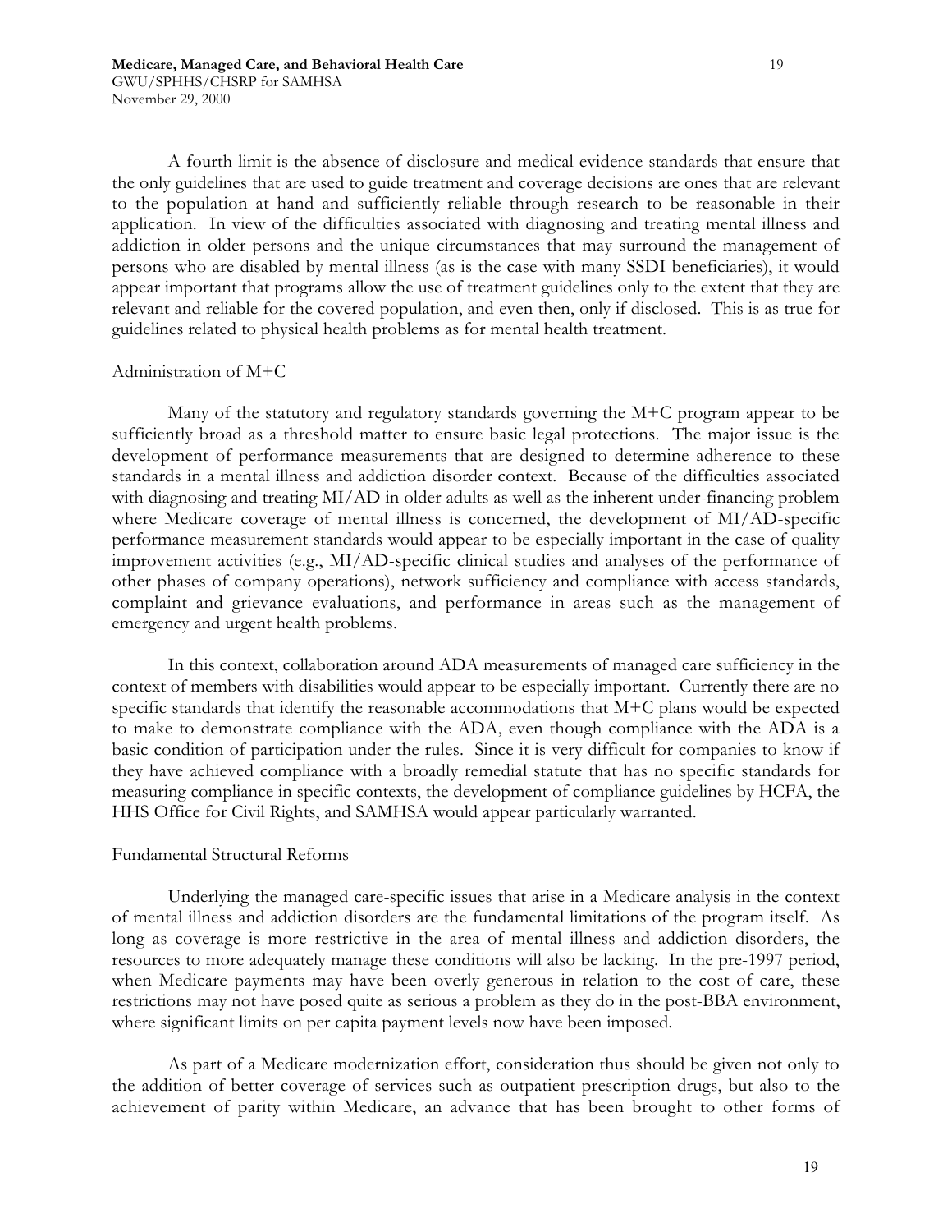A fourth limit is the absence of disclosure and medical evidence standards that ensure that the only guidelines that are used to guide treatment and coverage decisions are ones that are relevant to the population at hand and sufficiently reliable through research to be reasonable in their application. In view of the difficulties associated with diagnosing and treating mental illness and addiction in older persons and the unique circumstances that may surround the management of persons who are disabled by mental illness (as is the case with many SSDI beneficiaries), it would appear important that programs allow the use of treatment guidelines only to the extent that they are relevant and reliable for the covered population, and even then, only if disclosed. This is as true for guidelines related to physical health problems as for mental health treatment.

### Administration of M+C

Many of the statutory and regulatory standards governing the M+C program appear to be sufficiently broad as a threshold matter to ensure basic legal protections. The major issue is the development of performance measurements that are designed to determine adherence to these standards in a mental illness and addiction disorder context. Because of the difficulties associated with diagnosing and treating MI/AD in older adults as well as the inherent under-financing problem where Medicare coverage of mental illness is concerned, the development of MI/AD-specific performance measurement standards would appear to be especially important in the case of quality improvement activities (e.g., MI/AD-specific clinical studies and analyses of the performance of other phases of company operations), network sufficiency and compliance with access standards, complaint and grievance evaluations, and performance in areas such as the management of emergency and urgent health problems.

In this context, collaboration around ADA measurements of managed care sufficiency in the context of members with disabilities would appear to be especially important. Currently there are no specific standards that identify the reasonable accommodations that M+C plans would be expected to make to demonstrate compliance with the ADA, even though compliance with the ADA is a basic condition of participation under the rules. Since it is very difficult for companies to know if they have achieved compliance with a broadly remedial statute that has no specific standards for measuring compliance in specific contexts, the development of compliance guidelines by HCFA, the HHS Office for Civil Rights, and SAMHSA would appear particularly warranted.

### Fundamental Structural Reforms

Underlying the managed care-specific issues that arise in a Medicare analysis in the context of mental illness and addiction disorders are the fundamental limitations of the program itself. As long as coverage is more restrictive in the area of mental illness and addiction disorders, the resources to more adequately manage these conditions will also be lacking. In the pre-1997 period, when Medicare payments may have been overly generous in relation to the cost of care, these restrictions may not have posed quite as serious a problem as they do in the post-BBA environment, where significant limits on per capita payment levels now have been imposed.

As part of a Medicare modernization effort, consideration thus should be given not only to the addition of better coverage of services such as outpatient prescription drugs, but also to the achievement of parity within Medicare, an advance that has been brought to other forms of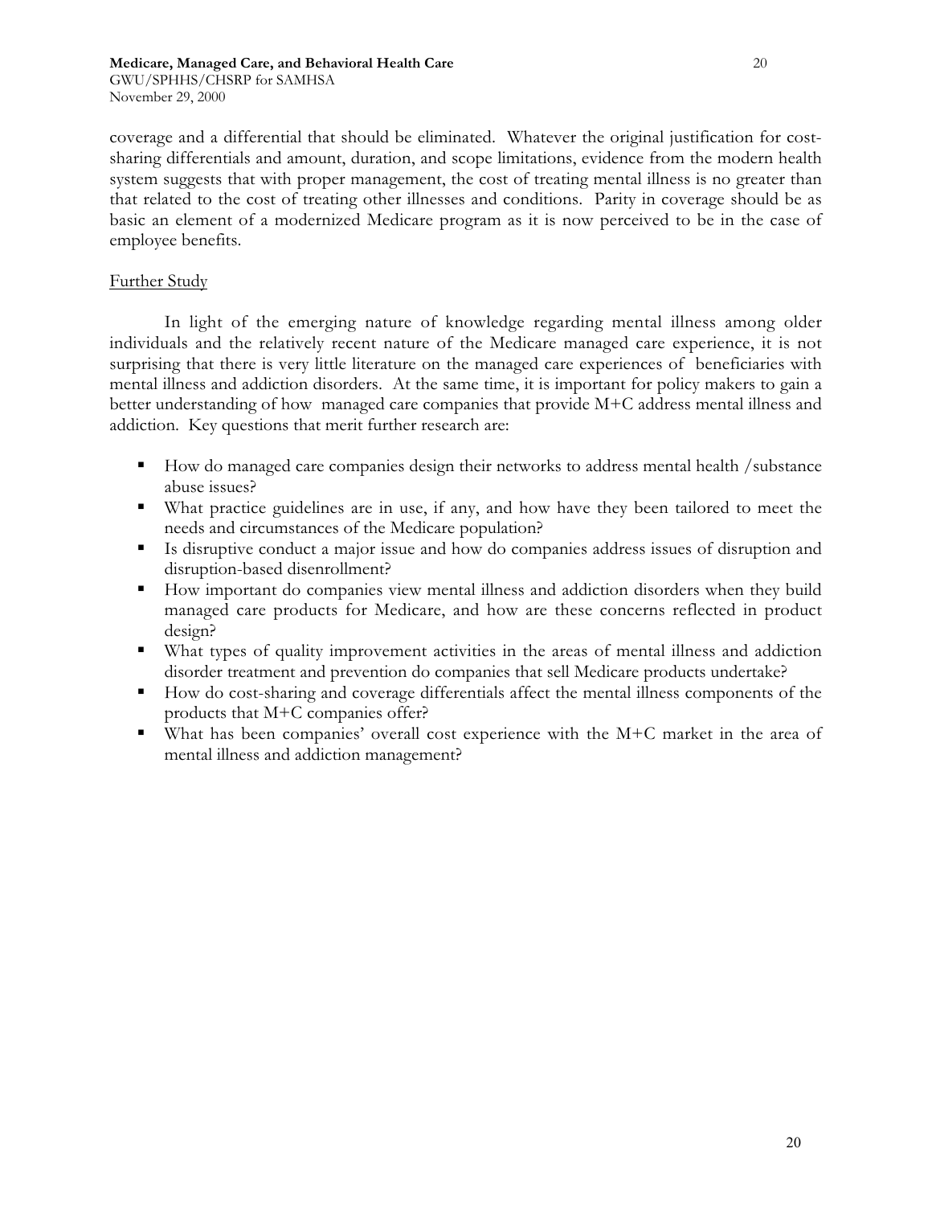coverage and a differential that should be eliminated. Whatever the original justification for cost-sharing differentials and amount, duration, and scope limitations, evidence from the modern health system suggests that with proper management, the cost of treating mental illness is no greater than that related to the cost of treating other illnesses and conditions. Parity in coverage should be as basic an element of a modernized Medicare program as it is now perceived to be in the case of employee benefits.

## Further Study

In light of the emerging nature of knowledge regarding mental illness among older individuals and the relatively recent nature of the Medicare managed care experience, it is not surprising that there is very little literature on the managed care experiences of beneficiaries with mental illness and addiction disorders. At the same time, it is important for policy makers to gain a better understanding of how managed care companies that provide M+C address mental illness and addiction. Key questions that merit further research are:

- How do managed care companies design their networks to address mental health /substance abuse issues?
- What practice guidelines are in use, if any, and how have they been tailored to meet the needs and circumstances of the Medicare population?
- Is disruptive conduct a major issue and how do companies address issues of disruption and disruption-based disenrollment?
- How important do companies view mental illness and addiction disorders when they build managed care products for Medicare, and how are these concerns reflected in product design?
- What types of quality improvement activities in the areas of mental illness and addiction disorder treatment and prevention do companies that sell Medicare products undertake?
- How do cost-sharing and coverage differentials affect the mental illness components of the products that M+C companies offer?
- What has been companies' overall cost experience with the M+C market in the area of mental illness and addiction management?